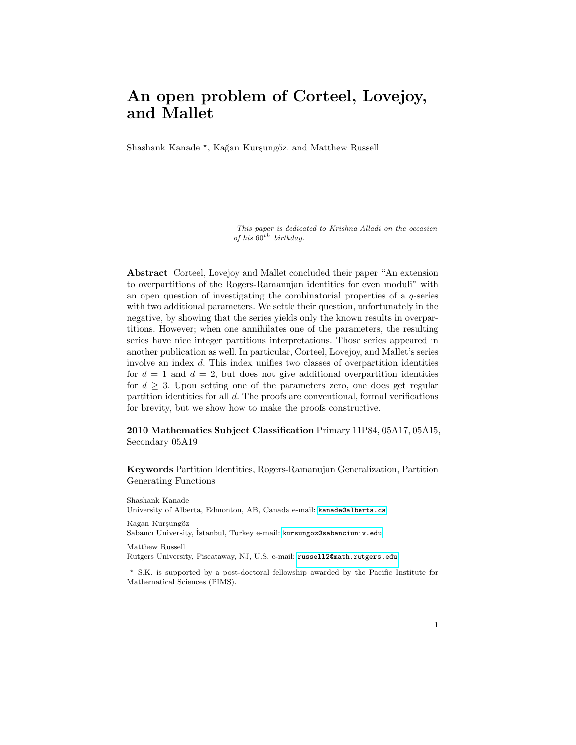# An open problem of Corteel, Lovejoy, and Mallet

Shashank Kanade ⋆, Kağan Kurşungöz, and Matthew Russell

*This paper is dedicated to Krishna Alladi on the occasion of his $60^{th}$ birthday.*

**Abstract** Corteel, Lovejoy and Mallet concluded their paper "An extension to overpartitions of the Rogers-Ramanujan identities for even moduli" with an open question of investigating the combinatorial properties of a $q$-series with two additional parameters. We settle their question, unfortunately in the negative, by showing that the series yields only the known results in overpartitions. However; when one annihilates one of the parameters, the resulting series have nice integer partitions interpretations. Those series appeared in another publication as well. In particular, Corteel, Lovejoy, and Mallet's series involve an index $d$. This index unifies two classes of overpartition identities for $d = 1$ and $d = 2$, but does not give additional overpartition identities for $d \geq 3$. Upon setting one of the parameters zero, one does get regular partition identities for all $d$. The proofs are conventional, formal verifications for brevity, but we show how to make the proofs constructive.

**2010 Mathematics Subject Classification** Primary 11P84, 05A17, 05A15, Secondary 05A19

**Keywords** Partition Identities, Rogers-Ramanujan Generalization, Partition Generating Functions

---

Shashank Kanade
University of Alberta, Edmonton, AB, Canada e-mail: kanade@alberta.ca

Kağan Kurşungöz
Sabancı University, İstanbul, Turkey e-mail: kursungoz@sabanciuniv.edu

Matthew Russell
Rutgers University, Piscataway, NJ, U.S. e-mail: russell2@math.rutgers.edu

⋆ S.K. is supported by a post-doctoral fellowship awarded by the Pacific Institute for Mathematical Sciences (PIMS).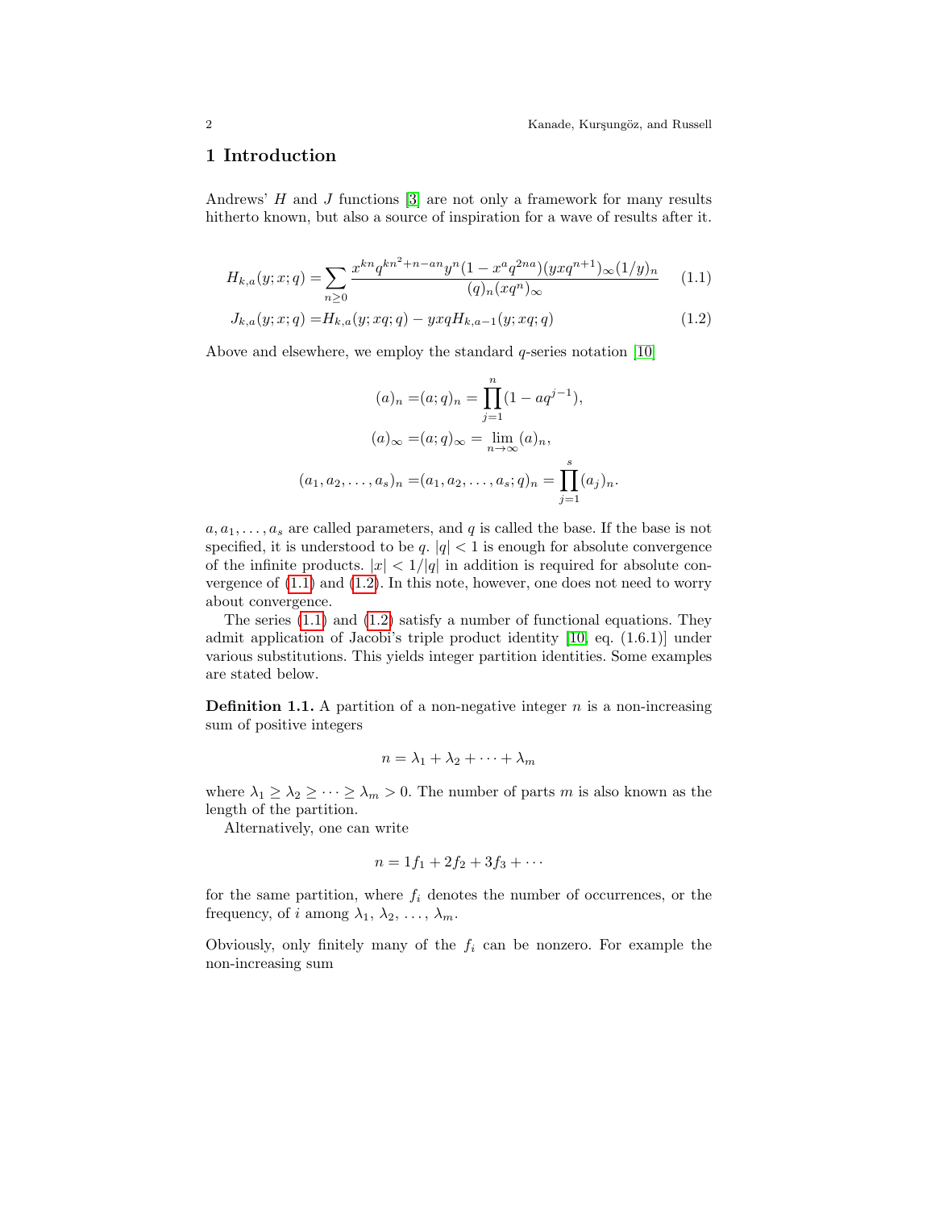## 1 Introduction

Andrews' $H$ and $J$ functions [3] are not only a framework for many results hitherto known, but also a source of inspiration for a wave of results after it.

$$H_{k,a}(y;x;q) = \sum_{n\geq 0} \frac{x^{kn}q^{kn^2+n-an}y^n(1-x^aq^{2na})(yxq^{n+1})_\infty(1/y)_n}{(q)_n(xq^n)_\infty} \tag{1.1}$$

$$J_{k,a}(y;x;q) = H_{k,a}(y;xq;q) - yxqH_{k,a-1}(y;xq;q) \tag{1.2}$$

Above and elsewhere, we employ the standard $q$-series notation [10]

$$(a)_n = (a;q)_n = \prod_{j=1}^{n}(1-aq^{j-1}),$$

$$(a)_\infty = (a;q)_\infty = \lim_{n\to\infty}(a)_n,$$

$$(a_1,a_2,\ldots,a_s)_n = (a_1,a_2,\ldots,a_s;q)_n = \prod_{j=1}^{s}(a_j)_n.$$

$a, a_1, \ldots, a_s$ are called parameters, and $q$ is called the base. If the base is not specified, it is understood to be $q$. $|q| < 1$ is enough for absolute convergence of the infinite products. $|x| < 1/|q|$ in addition is required for absolute convergence of (1.1) and (1.2). In this note, however, one does not need to worry about convergence.

The series (1.1) and (1.2) satisfy a number of functional equations. They admit application of Jacobi's triple product identity [10, eq. (1.6.1)] under various substitutions. This yields integer partition identities. Some examples are stated below.

**Definition 1.1.** A partition of a non-negative integer $n$ is a non-increasing sum of positive integers

$$n = \lambda_1 + \lambda_2 + \cdots + \lambda_m$$

where $\lambda_1 \geq \lambda_2 \geq \cdots \geq \lambda_m > 0$. The number of parts $m$ is also known as the length of the partition.

Alternatively, one can write

$$n = 1f_1 + 2f_2 + 3f_3 + \cdots$$

for the same partition, where $f_i$ denotes the number of occurrences, or the frequency, of $i$ among $\lambda_1, \lambda_2, \ldots, \lambda_m$.

Obviously, only finitely many of the $f_i$ can be nonzero. For example the non-increasing sum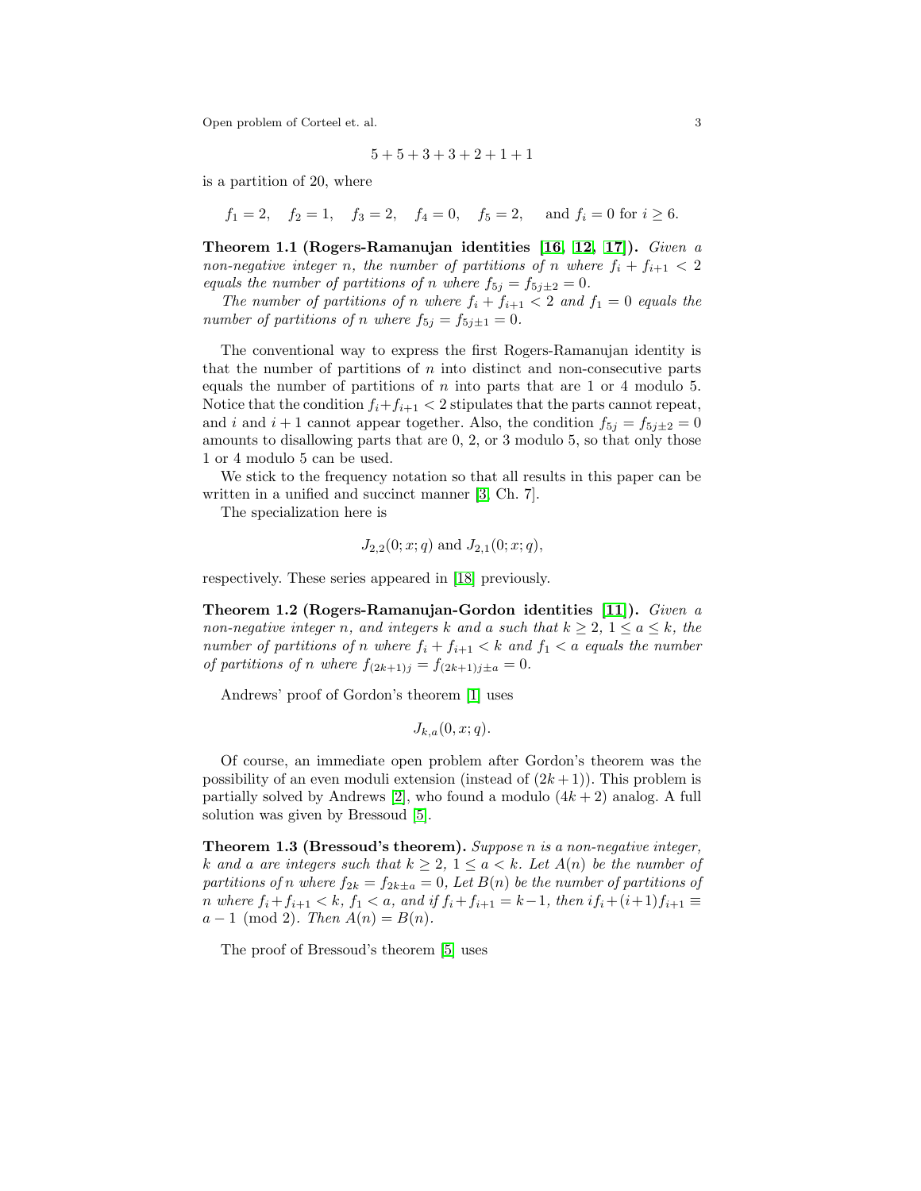$$5 + 5 + 3 + 3 + 2 + 1 + 1$$

is a partition of 20, where

$$f_1 = 2, \quad f_2 = 1, \quad f_3 = 2, \quad f_4 = 0, \quad f_5 = 2, \quad \text{ and } f_i = 0 \text{ for } i \geq 6.$$

**Theorem 1.1 (Rogers-Ramanujan identities [16], [12], [17]).** *Given a non-negative integer $n$, the number of partitions of $n$ where $f_i + f_{i+1} < 2$ equals the number of partitions of $n$ where $f_{5j} = f_{5j\pm 2} = 0$.*

*The number of partitions of $n$ where $f_i + f_{i+1} < 2$ and $f_1 = 0$ equals the number of partitions of $n$ where $f_{5j} = f_{5j\pm 1} = 0$.*

The conventional way to express the first Rogers-Ramanujan identity is that the number of partitions of $n$ into distinct and non-consecutive parts equals the number of partitions of $n$ into parts that are 1 or 4 modulo 5. Notice that the condition $f_i + f_{i+1} < 2$ stipulates that the parts cannot repeat, and $i$ and $i+1$ cannot appear together. Also, the condition $f_{5j} = f_{5j\pm 2} = 0$ amounts to disallowing parts that are 0, 2, or 3 modulo 5, so that only those 1 or 4 modulo 5 can be used.

We stick to the frequency notation so that all results in this paper can be written in a unified and succinct manner [3, Ch. 7].

The specialization here is

$$J_{2,2}(0; x; q) \text{ and } J_{2,1}(0; x; q),$$

respectively. These series appeared in [18] previously.

**Theorem 1.2 (Rogers-Ramanujan-Gordon identities [11]).** *Given a non-negative integer $n$, and integers $k$ and $a$ such that $k \geq 2$, $1 \leq a \leq k$, the number of partitions of $n$ where $f_i + f_{i+1} < k$ and $f_1 < a$ equals the number of partitions of $n$ where $f_{(2k+1)j} = f_{(2k+1)j\pm a} = 0$.*

Andrews' proof of Gordon's theorem [1] uses

$$J_{k,a}(0, x; q).$$

Of course, an immediate open problem after Gordon's theorem was the possibility of an even moduli extension (instead of $(2k+1)$). This problem is partially solved by Andrews [2], who found a modulo $(4k+2)$ analog. A full solution was given by Bressoud [5].

**Theorem 1.3 (Bressoud's theorem).** *Suppose $n$ is a non-negative integer, $k$ and $a$ are integers such that $k \geq 2$, $1 \leq a < k$. Let $A(n)$ be the number of partitions of $n$ where $f_{2k} = f_{2k\pm a} = 0$, Let $B(n)$ be the number of partitions of $n$ where $f_i + f_{i+1} < k$, $f_1 < a$, and if $f_i + f_{i+1} = k-1$, then $if_i + (i+1)f_{i+1} \equiv a - 1 \pmod 2$. Then $A(n) = B(n)$.*

The proof of Bressoud's theorem [5] uses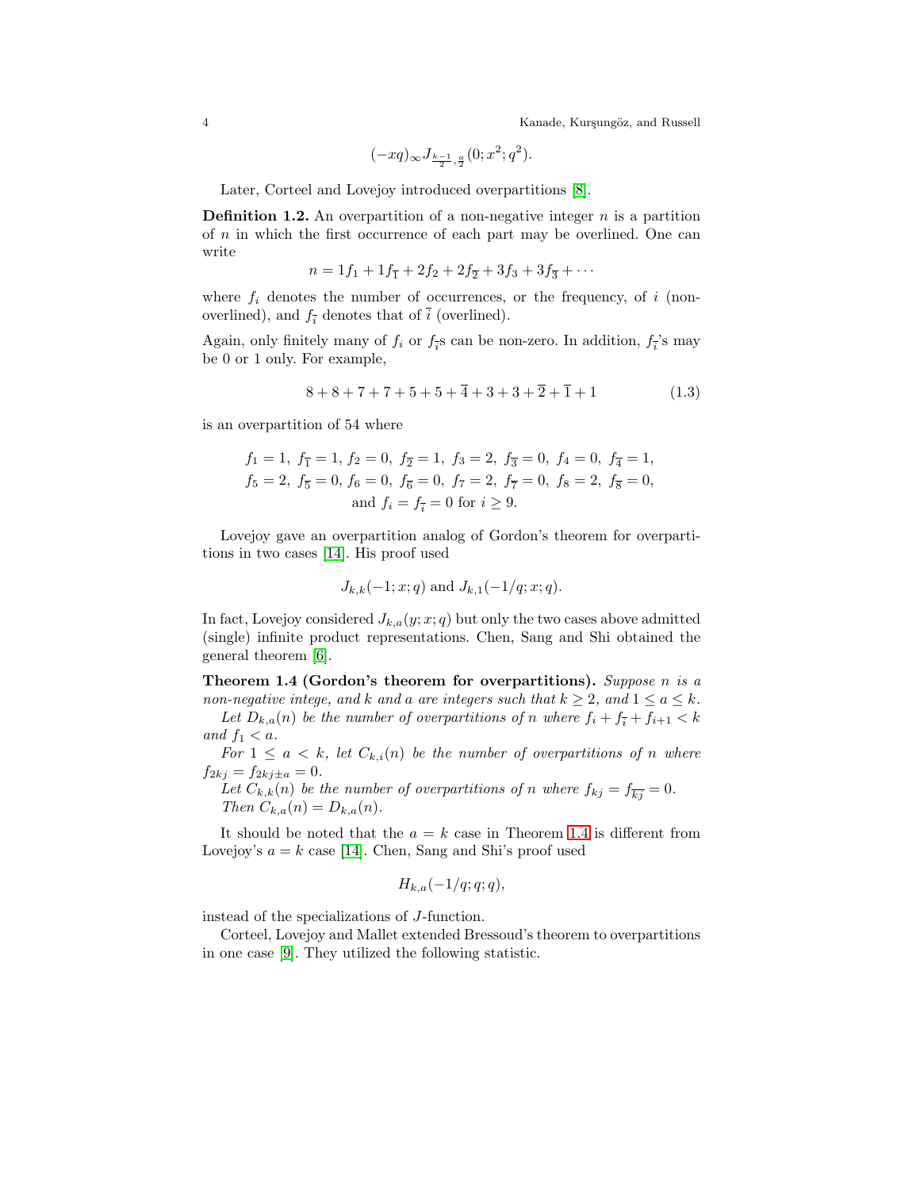$$(-xq)_\infty J_{\frac{k-1}{2},\frac{a}{2}}(0;x^2;q^2).$$

Later, Corteel and Lovejoy introduced overpartitions [8].

**Definition 1.2.** An overpartition of a non-negative integer $n$ is a partition of $n$ in which the first occurrence of each part may be overlined. One can write

$$n = 1f_1 + 1f_{\overline{1}} + 2f_2 + 2f_{\overline{2}} + 3f_3 + 3f_{\overline{3}} + \cdots$$

where $f_i$ denotes the number of occurrences, or the frequency, of $i$ (non-overlined), and $f_{\overline{i}}$ denotes that of $\overline{i}$ (overlined).

Again, only finitely many of $f_i$ or $f_{\overline{i}}$s can be non-zero. In addition, $f_{\overline{i}}$'s may be 0 or 1 only. For example,

$$8 + 8 + 7 + 7 + 5 + 5 + \overline{4} + 3 + 3 + \overline{2} + \overline{1} + 1 \tag{1.3}$$

is an overpartition of 54 where

$$\begin{gathered}
f_1 = 1,\ f_{\overline{1}} = 1,\ f_2 = 0,\ f_{\overline{2}} = 1,\ f_3 = 2,\ f_{\overline{3}} = 0,\ f_4 = 0,\ f_{\overline{4}} = 1, \\
f_5 = 2,\ f_{\overline{5}} = 0,\ f_6 = 0,\ f_{\overline{6}} = 0,\ f_7 = 2,\ f_{\overline{7}} = 0,\ f_8 = 2,\ f_{\overline{8}} = 0, \\
\text{and } f_i = f_{\overline{i}} = 0 \text{ for } i \geq 9.
\end{gathered}$$

Lovejoy gave an overpartition analog of Gordon's theorem for overpartitions in two cases [14]. His proof used

$$J_{k,k}(-1;x;q) \text{ and } J_{k,1}(-1/q;x;q).$$

In fact, Lovejoy considered $J_{k,a}(y;x;q)$ but only the two cases above admitted (single) infinite product representations. Chen, Sang and Shi obtained the general theorem [6].

**Theorem 1.4 (Gordon's theorem for overpartitions).** *Suppose $n$ is a non-negative intege, and $k$ and $a$ are integers such that $k \geq 2$, and $1 \leq a \leq k$.*

*Let $D_{k,a}(n)$ be the number of overpartitions of $n$ where $f_i + f_{\overline{i}} + f_{i+1} < k$ and $f_1 < a$.*

*For $1 \leq a < k$, let $C_{k,i}(n)$ be the number of overpartitions of $n$ where $f_{2kj} = f_{2kj \pm a} = 0$.*

*Let $C_{k,k}(n)$ be the number of overpartitions of $n$ where $f_{kj} = f_{\overline{kj}} = 0$.*

*Then $C_{k,a}(n) = D_{k,a}(n)$.*

It should be noted that the $a = k$ case in Theorem 1.4 is different from Lovejoy's $a = k$ case [14]. Chen, Sang and Shi's proof used

$$H_{k,a}(-1/q;q;q),$$

instead of the specializations of $J$-function.

Corteel, Lovejoy and Mallet extended Bressoud's theorem to overpartitions in one case [9]. They utilized the following statistic.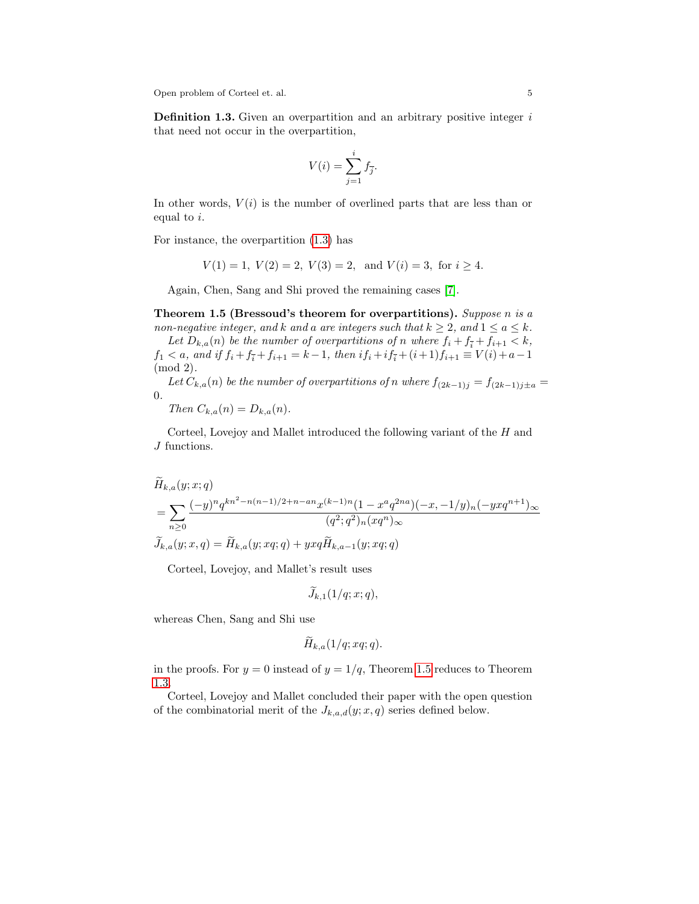**Definition 1.3.** Given an overpartition and an arbitrary positive integer $i$ that need not occur in the overpartition,

$$V(i) = \sum_{j=1}^{i} f_{\overline{j}}.$$

In other words, $V(i)$ is the number of overlined parts that are less than or equal to $i$.

For instance, the overpartition (1.3) has

$$V(1) = 1,\ V(2) = 2,\ V(3) = 2,\ \text{ and } V(i) = 3,\ \text{for } i \geq 4.$$

Again, Chen, Sang and Shi proved the remaining cases [7].

**Theorem 1.5 (Bressoud's theorem for overpartitions).** *Suppose $n$ is a non-negative integer, and $k$ and $a$ are integers such that $k \geq 2$, and $1 \leq a \leq k$.*

*Let $D_{k,a}(n)$ be the number of overpartitions of $n$ where $f_i + f_{\overline{i}} + f_{i+1} < k$, $f_1 < a$, and if $f_i + f_{\overline{i}} + f_{i+1} = k-1$, then $if_i + if_{\overline{i}} + (i+1)f_{i+1} \equiv V(i) + a - 1 \pmod 2$.*

*Let $C_{k,a}(n)$ be the number of overpartitions of $n$ where $f_{(2k-1)j} = f_{(2k-1)j \pm a} = 0$.*

*Then $C_{k,a}(n) = D_{k,a}(n)$.*

Corteel, Lovejoy and Mallet introduced the following variant of the $H$ and $J$ functions.

$$\begin{aligned}
&\widetilde{H}_{k,a}(y; x; q) \\
&= \sum_{n\geq 0} \frac{(-y)^n q^{kn^2 - n(n-1)/2 + n - an} x^{(k-1)n}(1 - x^a q^{2na})(-x, -1/y)_n (-yxq^{n+1})_\infty}{(q^2;q^2)_n (xq^n)_\infty} \\
&\widetilde{J}_{k,a}(y; x, q) = \widetilde{H}_{k,a}(y; xq; q) + yxq\widetilde{H}_{k,a-1}(y; xq; q)
\end{aligned}$$

Corteel, Lovejoy, and Mallet's result uses

$$\widetilde{J}_{k,1}(1/q; x; q),$$

whereas Chen, Sang and Shi use

$$\widetilde{H}_{k,a}(1/q; xq; q).$$

in the proofs. For $y = 0$ instead of $y = 1/q$, Theorem 1.5 reduces to Theorem 1.3.

Corteel, Lovejoy and Mallet concluded their paper with the open question of the combinatorial merit of the $J_{k,a,d}(y; x, q)$ series defined below.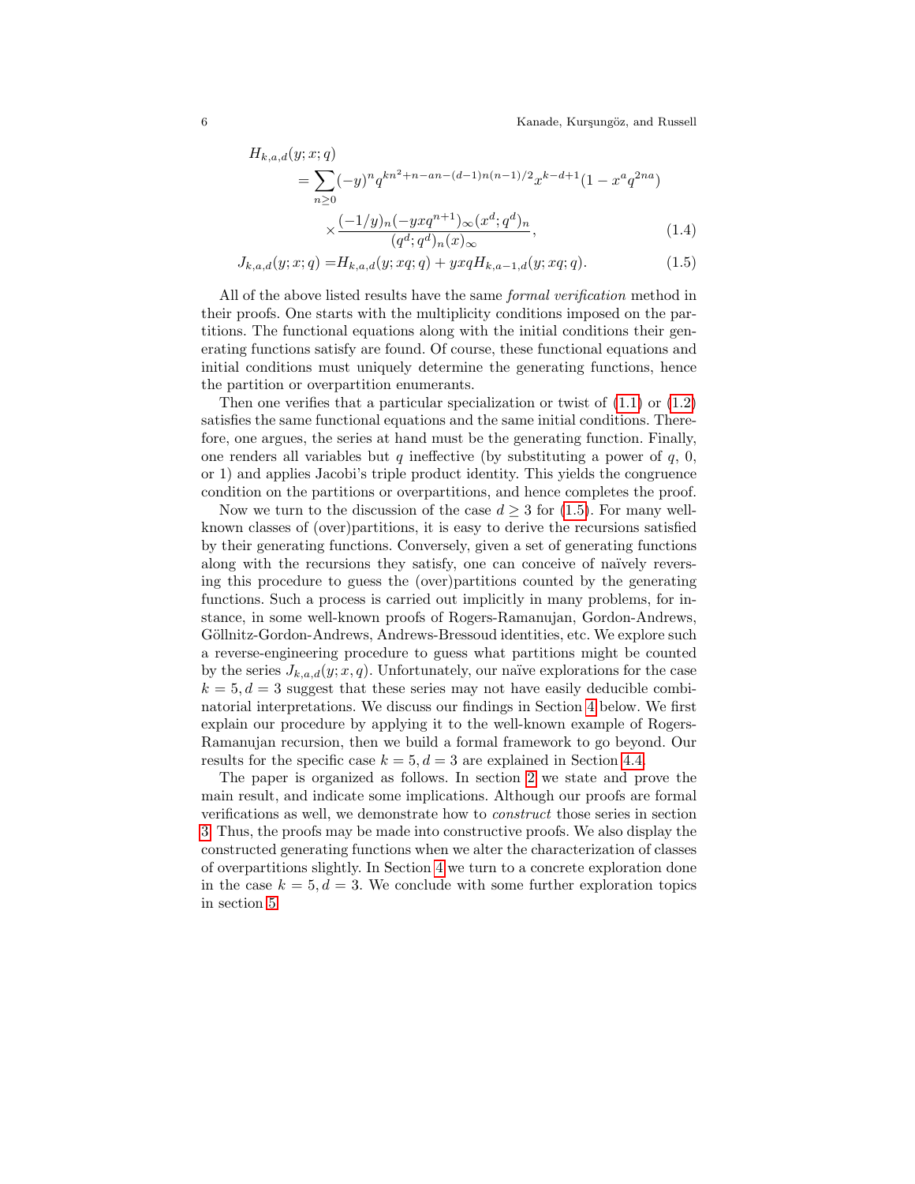$$
\begin{aligned}
H_{k,a,d}(y;x;q) &= \sum_{n\geq 0} (-y)^n q^{kn^2+n-an-(d-1)n(n-1)/2} x^{k-d+1}(1-x^a q^{2na}) \\
&\quad \times \frac{(-1/y)_n (-yxq^{n+1})_\infty (x^d;q^d)_n}{(q^d;q^d)_n (x)_\infty}, \qquad (1.4)
\end{aligned}
$$

$$
J_{k,a,d}(y;x;q) = H_{k,a,d}(y;xq;q) + yxqH_{k,a-1,d}(y;xq;q). \qquad (1.5)
$$

All of the above listed results have the same *formal verification* method in their proofs. One starts with the multiplicity conditions imposed on the partitions. The functional equations along with the initial conditions their generating functions satisfy are found. Of course, these functional equations and initial conditions must uniquely determine the generating functions, hence the partition or overpartition enumerants.

Then one verifies that a particular specialization or twist of (1.1) or (1.2) satisfies the same functional equations and the same initial conditions. Therefore, one argues, the series at hand must be the generating function. Finally, one renders all variables but $q$ ineffective (by substituting a power of $q$, 0, or 1) and applies Jacobi's triple product identity. This yields the congruence condition on the partitions or overpartitions, and hence completes the proof.

Now we turn to the discussion of the case $d \geq 3$ for (1.5). For many well-known classes of (over)partitions, it is easy to derive the recursions satisfied by their generating functions. Conversely, given a set of generating functions along with the recursions they satisfy, one can conceive of naïvely reversing this procedure to guess the (over)partitions counted by the generating functions. Such a process is carried out implicitly in many problems, for instance, in some well-known proofs of Rogers-Ramanujan, Gordon-Andrews, Göllnitz-Gordon-Andrews, Andrews-Bressoud identities, etc. We explore such a reverse-engineering procedure to guess what partitions might be counted by the series $J_{k,a,d}(y;x,q)$. Unfortunately, our naïve explorations for the case $k=5, d=3$ suggest that these series may not have easily deducible combinatorial interpretations. We discuss our findings in Section 4 below. We first explain our procedure by applying it to the well-known example of Rogers-Ramanujan recursion, then we build a formal framework to go beyond. Our results for the specific case $k=5, d=3$ are explained in Section 4.4.

The paper is organized as follows. In section 2 we state and prove the main result, and indicate some implications. Although our proofs are formal verifications as well, we demonstrate how to *construct* those series in section 3. Thus, the proofs may be made into constructive proofs. We also display the constructed generating functions when we alter the characterization of classes of overpartitions slightly. In Section 4 we turn to a concrete exploration done in the case $k=5, d=3$. We conclude with some further exploration topics in section 5.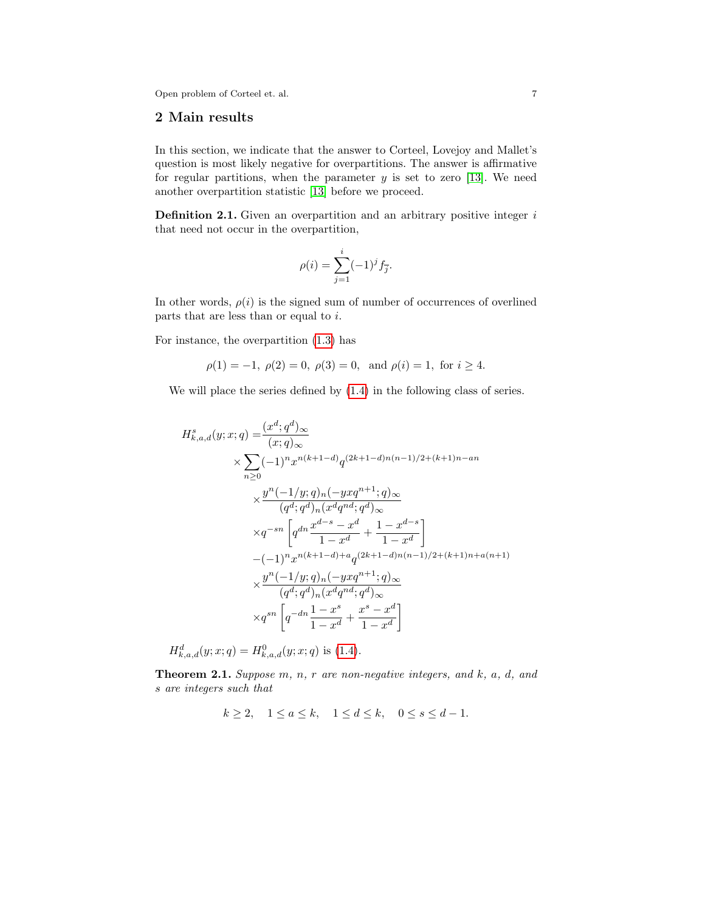## 2 Main results

In this section, we indicate that the answer to Corteel, Lovejoy and Mallet's question is most likely negative for overpartitions. The answer is affirmative for regular partitions, when the parameter $y$ is set to zero [13]. We need another overpartition statistic [13] before we proceed.

**Definition 2.1.** Given an overpartition and an arbitrary positive integer $i$ that need not occur in the overpartition,

$$\rho(i) = \sum_{j=1}^{i} (-1)^j f_{\overline{j}}.$$

In other words, $\rho(i)$ is the signed sum of number of occurrences of overlined parts that are less than or equal to $i$.

For instance, the overpartition (1.3) has

$$\rho(1) = -1,\ \rho(2) = 0,\ \rho(3) = 0, \ \text{ and } \rho(i) = 1, \text{ for } i \geq 4.$$

We will place the series defined by (1.4) in the following class of series.

$$\begin{aligned}
H^s_{k,a,d}(y;x;q) = & \frac{(x^d;q^d)_\infty}{(x;q)_\infty} \\
& \times \sum_{n\geq 0} (-1)^n x^{n(k+1-d)} q^{(2k+1-d)n(n-1)/2+(k+1)n-an} \\
& \quad \times \frac{y^n(-1/y;q)_n(-yxq^{n+1};q)_\infty}{(q^d;q^d)_n(x^dq^{nd};q^d)_\infty} \\
& \quad \times q^{-sn}\left[ q^{dn}\frac{x^{d-s}-x^d}{1-x^d} + \frac{1-x^{d-s}}{1-x^d}\right] \\
& \quad -(-1)^n x^{n(k+1-d)+a} q^{(2k+1-d)n(n-1)/2+(k+1)n+a(n+1)} \\
& \quad \times \frac{y^n(-1/y;q)_n(-yxq^{n+1};q)_\infty}{(q^d;q^d)_n(x^dq^{nd};q^d)_\infty} \\
& \quad \times q^{sn}\left[ q^{-dn}\frac{1-x^s}{1-x^d} + \frac{x^s-x^d}{1-x^d}\right]
\end{aligned}$$

$H^d_{k,a,d}(y;x;q) = H^0_{k,a,d}(y;x;q)$ is (1.4).

**Theorem 2.1.** *Suppose $m$, $n$, $r$ are non-negative integers, and $k$, $a$, $d$, and $s$ are integers such that*

$$k \geq 2, \quad 1 \leq a \leq k, \quad 1 \leq d \leq k, \quad 0 \leq s \leq d-1.$$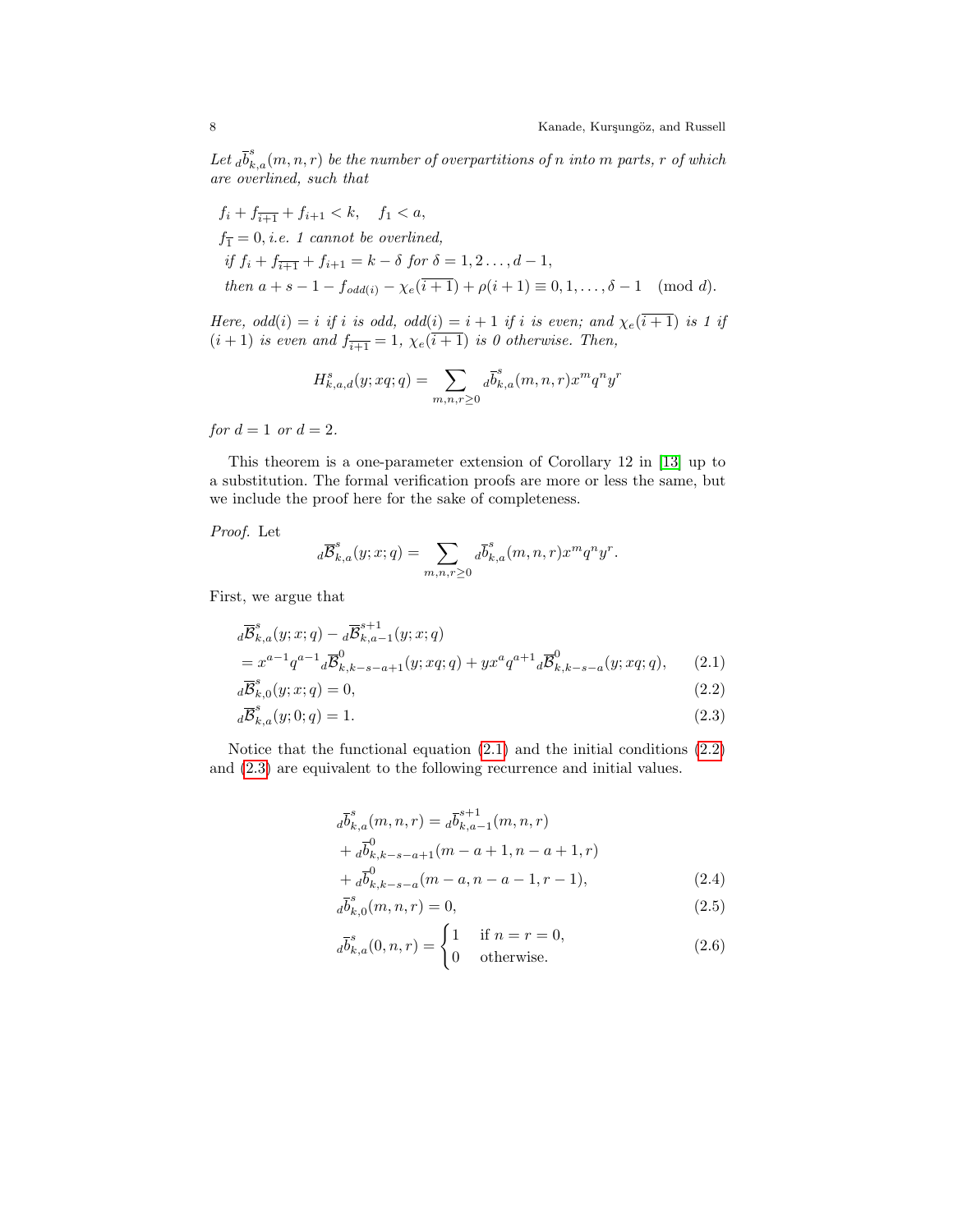*Let ${}_d\overline{b}^{s}_{k,a}(m,n,r)$ be the number of overpartitions of $n$ into $m$ parts, $r$ of which are overlined, such that*

$$
\begin{aligned}
&f_i + f_{\overline{i+1}} + f_{i+1} < k, \quad f_1 < a, \\
&f_{\overline{1}} = 0, \text{ i.e. 1 cannot be overlined,} \\
&\text{if } f_i + f_{\overline{i+1}} + f_{i+1} = k - \delta \text{ for } \delta = 1, 2 \ldots, d-1, \\
&\text{then } a + s - 1 - f_{odd(i)} - \chi_e(\overline{i+1}) + \rho(i+1) \equiv 0, 1, \ldots, \delta - 1 \pmod{d}.
\end{aligned}
$$

*Here, $odd(i) = i$ if $i$ is odd, $odd(i) = i+1$ if $i$ is even; and $\chi_e(\overline{i+1})$ is 1 if $(i+1)$ is even and $f_{\overline{i+1}} = 1$, $\chi_e(\overline{i+1})$ is 0 otherwise. Then,*

$$
H^{s}_{k,a,d}(y; xq; q) = \sum_{m,n,r \geq 0} {}_d\overline{b}^{s}_{k,a}(m,n,r) x^m q^n y^r
$$

*for $d = 1$ or $d = 2$.*

This theorem is a one-parameter extension of Corollary 12 in [13] up to a substitution. The formal verification proofs are more or less the same, but we include the proof here for the sake of completeness.

*Proof.* Let

$$
{}_d\overline{\mathcal{B}}^{s}_{k,a}(y; x; q) = \sum_{m,n,r \geq 0} {}_d\overline{b}^{s}_{k,a}(m,n,r) x^m q^n y^r.
$$

First, we argue that

$$
\begin{aligned}
&{}_d\overline{\mathcal{B}}^{s}_{k,a}(y; x; q) - {}_d\overline{\mathcal{B}}^{s+1}_{k,a-1}(y; x; q) \\
&= x^{a-1} q^{a-1} {}_d\overline{\mathcal{B}}^{0}_{k,k-s-a+1}(y; xq; q) + y x^a q^{a+1} {}_d\overline{\mathcal{B}}^{0}_{k,k-s-a}(y; xq; q), \qquad (2.1)\\
&{}_d\overline{\mathcal{B}}^{s}_{k,0}(y; x; q) = 0, \qquad (2.2)\\
&{}_d\overline{\mathcal{B}}^{s}_{k,a}(y; 0; q) = 1. \qquad (2.3)
\end{aligned}
$$

Notice that the functional equation (2.1) and the initial conditions (2.2) and (2.3) are equivalent to the following recurrence and initial values.

$$
\begin{aligned}
&{}_d\overline{b}^{s}_{k,a}(m,n,r) = {}_d\overline{b}^{s+1}_{k,a-1}(m,n,r) \\
&+ {}_d\overline{b}^{0}_{k,k-s-a+1}(m-a+1, n-a+1, r) \\
&+ {}_d\overline{b}^{0}_{k,k-s-a}(m-a, n-a-1, r-1), \qquad (2.4)\\
&{}_d\overline{b}^{s}_{k,0}(m,n,r) = 0, \qquad (2.5)\\
&{}_d\overline{b}^{s}_{k,a}(0,n,r) = \begin{cases} 1 & \text{if } n = r = 0, \\ 0 & \text{otherwise.} \end{cases} \qquad (2.6)
\end{aligned}
$$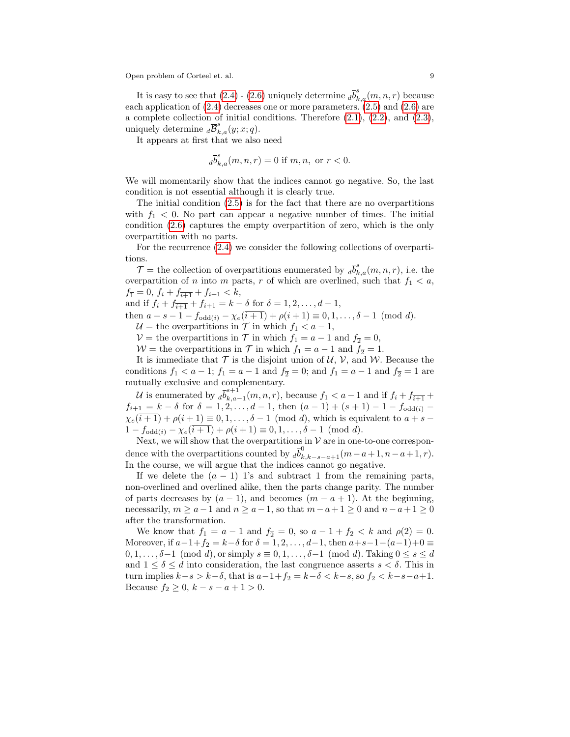It is easy to see that (2.4) - (2.6) uniquely determine ${}_d\overline{b}^{s}_{k,a}(m,n,r)$ because each application of (2.4) decreases one or more parameters. (2.5) and (2.6) are a complete collection of initial conditions. Therefore (2.1), (2.2), and (2.3), uniquely determine ${}_d\overline{\mathcal{B}}^{s}_{k,a}(y;x;q)$.

It appears at first that we also need

$$ {}_d\overline{b}^{s}_{k,a}(m,n,r) = 0 \text{ if } m, n, \text{ or } r < 0. $$

We will momentarily show that the indices cannot go negative. So, the last condition is not essential although it is clearly true.

The initial condition (2.5) is for the fact that there are no overpartitions with $f_1 < 0$. No part can appear a negative number of times. The initial condition (2.6) captures the empty overpartition of zero, which is the only overpartition with no parts.

For the recurrence (2.4) we consider the following collections of overpartitions.

$\mathcal{T}$ = the collection of overpartitions enumerated by ${}_d\overline{b}^{s}_{k,a}(m,n,r)$, i.e. the overpartition of $n$ into $m$ parts, $r$ of which are overlined, such that $f_1 < a$, $f_{\overline{1}} = 0$, $f_i + f_{\overline{i+1}} + f_{i+1} < k$,
and if $f_i + f_{\overline{i+1}} + f_{i+1} = k - \delta$ for $\delta = 1, 2, \ldots, d-1$,
then $a + s - 1 - f_{\text{odd}(i)} - \chi_e(\overline{i+1}) + \rho(i+1) \equiv 0, 1, \ldots, \delta - 1 \pmod{d}$.

$\mathcal{U}$ = the overpartitions in $\mathcal{T}$ in which $f_1 < a - 1$,

$\mathcal{V}$ = the overpartitions in $\mathcal{T}$ in which $f_1 = a - 1$ and $f_{\overline{2}} = 0$,

$\mathcal{W}$ = the overpartitions in $\mathcal{T}$ in which $f_1 = a - 1$ and $f_{\overline{2}} = 1$.

It is immediate that $\mathcal{T}$ is the disjoint union of $\mathcal{U}$, $\mathcal{V}$, and $\mathcal{W}$. Because the conditions $f_1 < a-1$; $f_1 = a-1$ and $f_{\overline{2}} = 0$; and $f_1 = a-1$ and $f_{\overline{2}} = 1$ are mutually exclusive and complementary.

$\mathcal{U}$ is enumerated by ${}_d\overline{b}^{s+1}_{k,a-1}(m,n,r)$, because $f_1 < a-1$ and if $f_i + f_{\overline{i+1}} + f_{i+1} = k - \delta$ for $\delta = 1, 2, \ldots, d-1$, then $(a-1) + (s+1) - 1 - f_{\text{odd}(i)} - \chi_e(\overline{i+1}) + \rho(i+1) \equiv 0, 1, \ldots, \delta - 1 \pmod{d}$, which is equivalent to $a + s - 1 - f_{\text{odd}(i)} - \chi_e(\overline{i+1}) + \rho(i+1) \equiv 0, 1, \ldots, \delta - 1 \pmod{d}$.

Next, we will show that the overpartitions in $\mathcal{V}$ are in one-to-one correspondence with the overpartitions counted by ${}_d\overline{b}^{0}_{k,k-s-a+1}(m-a+1, n-a+1, r)$. In the course, we will argue that the indices cannot go negative.

If we delete the $(a-1)$ 1's and subtract 1 from the remaining parts, non-overlined and overlined alike, then the parts change parity. The number of parts decreases by $(a-1)$, and becomes $(m-a+1)$. At the beginning, necessarily, $m \geq a-1$ and $n \geq a-1$, so that $m-a+1 \geq 0$ and $n-a+1 \geq 0$ after the transformation.

We know that $f_1 = a-1$ and $f_{\overline{2}} = 0$, so $a - 1 + f_2 < k$ and $\rho(2) = 0$. Moreover, if $a - 1 + f_2 = k - \delta$ for $\delta = 1, 2, \ldots, d-1$, then $a + s - 1 - (a-1) + 0 \equiv 0, 1, \ldots, \delta - 1 \pmod{d}$, or simply $s \equiv 0, 1, \ldots, \delta - 1 \pmod{d}$. Taking $0 \leq s \leq d$ and $1 \leq \delta \leq d$ into consideration, the last congruence asserts $s < \delta$. This in turn implies $k - s > k - \delta$, that is $a - 1 + f_2 = k - \delta < k - s$, so $f_2 < k - s - a + 1$. Because $f_2 \geq 0$, $k - s - a + 1 > 0$.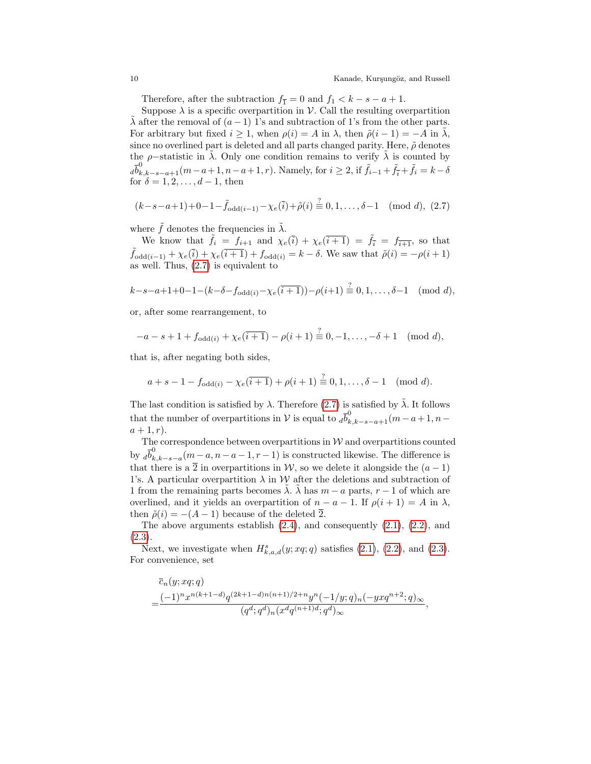Therefore, after the subtraction $f_{\overline{1}} = 0$ and $f_1 < k - s - a + 1$.

Suppose $\lambda$ is a specific overpartition in $\mathcal{V}$. Call the resulting overpartition $\tilde{\lambda}$ after the removal of $(a-1)$ 1's and subtraction of 1's from the other parts. For arbitrary but fixed $i \geq 1$, when $\rho(i) = A$ in $\lambda$, then $\tilde{\rho}(i-1) = -A$ in $\tilde{\lambda}$, since no overlined part is deleted and all parts changed parity. Here, $\tilde{\rho}$ denotes the $\rho-$statistic in $\tilde{\lambda}$. Only one condition remains to verify $\tilde{\lambda}$ is counted by ${}_d\overline{b}^0_{k,k-s-a+1}(m-a+1, n-a+1, r)$. Namely, for $i \geq 2$, if $\tilde{f}_{i-1} + \tilde{f}_{\overline{i}} + \tilde{f}_i = k - \delta$ for $\delta = 1, 2, \ldots, d-1$, then

$$(k-s-a+1)+0-1-\tilde{f}_{\text{odd}(i-1)}-\chi_e(\overline{i})+\tilde{\rho}(i) \overset{?}{\equiv} 0, 1, \ldots, \delta-1 \pmod{d}, \quad (2.7)$$

where $\tilde{f}$ denotes the frequencies in $\tilde{\lambda}$.

We know that $\tilde{f}_i = f_{i+1}$ and $\chi_e(\overline{i}) + \chi_e(\overline{i+1}) = \tilde{f}_{\overline{i}} = f_{\overline{i+1}}$, so that $\tilde{f}_{\text{odd}(i-1)} + \chi_e(\overline{i}) + \chi_e(\overline{i+1}) + f_{\text{odd}(i)} = k - \delta$. We saw that $\tilde{\rho}(i) = -\rho(i+1)$ as well. Thus, (2.7) is equivalent to

$$k-s-a+1+0-1-(k-\delta-f_{\text{odd}(i)}-\chi_e(\overline{i+1}))-\rho(i+1) \overset{?}{\equiv} 0, 1, \ldots, \delta-1 \pmod{d},$$

or, after some rearrangement, to

$$-a-s+1+f_{\text{odd}(i)}+\chi_e(\overline{i+1})-\rho(i+1) \overset{?}{\equiv} 0, -1, \ldots, -\delta+1 \pmod{d},$$

that is, after negating both sides,

$$a+s-1-f_{\text{odd}(i)}-\chi_e(\overline{i+1})+\rho(i+1) \overset{?}{\equiv} 0, 1, \ldots, \delta-1 \pmod{d}.$$

The last condition is satisfied by $\lambda$. Therefore (2.7) is satisfied by $\tilde{\lambda}$. It follows that the number of overpartitions in $\mathcal{V}$ is equal to ${}_d\overline{b}^0_{k,k-s-a+1}(m-a+1, n-a+1, r)$.

The correspondence between overpartitions in $\mathcal{W}$ and overpartitions counted by ${}_d\overline{b}^0_{k,k-s-a}(m-a, n-a-1, r-1)$ is constructed likewise. The difference is that there is a $\overline{2}$ in overpartitions in $\mathcal{W}$, so we delete it alongside the $(a-1)$ 1's. A particular overpartition $\lambda$ in $\mathcal{W}$ after the deletions and subtraction of 1 from the remaining parts becomes $\tilde{\lambda}$. $\tilde{\lambda}$ has $m-a$ parts, $r-1$ of which are overlined, and it yields an overpartition of $n-a-1$. If $\rho(i+1) = A$ in $\lambda$, then $\tilde{\rho}(i) = -(A-1)$ because of the deleted $\overline{2}$.

The above arguments establish (2.4), and consequently (2.1), (2.2), and (2.3).

Next, we investigate when $H^s_{k,a,d}(y; xq; q)$ satisfies (2.1), (2.2), and (2.3). For convenience, set

$$\begin{aligned}
&\overline{c}_n(y; xq; q) \\
=&\frac{(-1)^n x^{n(k+1-d)} q^{(2k+1-d)n(n+1)/2+n} y^n (-1/y; q)_n (-yxq^{n+2}; q)_\infty}{(q^d; q^d)_n (x^d q^{(n+1)d}; q^d)_\infty},
\end{aligned}$$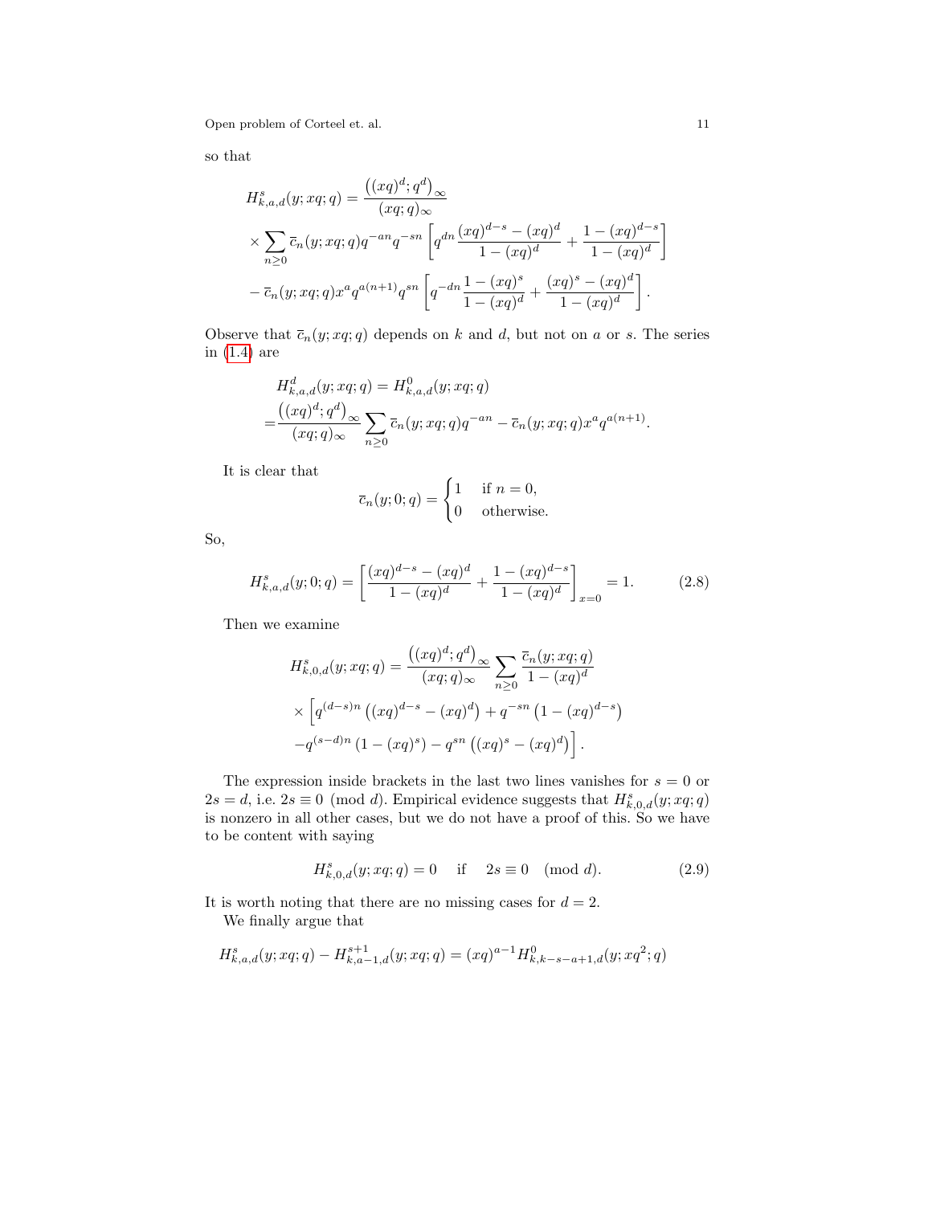so that

$$
\begin{aligned}
H^s_{k,a,d}(y;xq;q) &= \frac{\left((xq)^d;q^d\right)_\infty}{(xq;q)_\infty} \\
&\times \sum_{n\geq 0} \overline{c}_n(y;xq;q) q^{-an} q^{-sn} \left[ q^{dn} \frac{(xq)^{d-s} - (xq)^d}{1-(xq)^d} + \frac{1-(xq)^{d-s}}{1-(xq)^d} \right] \\
&- \overline{c}_n(y;xq;q) x^a q^{a(n+1)} q^{sn} \left[ q^{-dn} \frac{1-(xq)^s}{1-(xq)^d} + \frac{(xq)^s - (xq)^d}{1-(xq)^d} \right].
\end{aligned}
$$

Observe that $\overline{c}_n(y;xq;q)$ depends on $k$ and $d$, but not on $a$ or $s$. The series in (1.4) are

$$
\begin{aligned}
&H^d_{k,a,d}(y;xq;q) = H^0_{k,a,d}(y;xq;q) \\
=&\frac{\left((xq)^d;q^d\right)_\infty}{(xq;q)_\infty} \sum_{n\geq 0} \overline{c}_n(y;xq;q) q^{-an} - \overline{c}_n(y;xq;q) x^a q^{a(n+1)}.
\end{aligned}
$$

It is clear that

$$
\overline{c}_n(y;0;q) = \begin{cases} 1 & \text{if } n=0, \\ 0 & \text{otherwise.} \end{cases}
$$

So,

$$
H^s_{k,a,d}(y;0;q) = \left[ \frac{(xq)^{d-s} - (xq)^d}{1-(xq)^d} + \frac{1-(xq)^{d-s}}{1-(xq)^d} \right]_{x=0} = 1. \tag{2.8}
$$

Then we examine

$$
\begin{aligned}
H^s_{k,0,d}(y;xq;q) &= \frac{\left((xq)^d;q^d\right)_\infty}{(xq;q)_\infty} \sum_{n\geq 0} \frac{\overline{c}_n(y;xq;q)}{1-(xq)^d} \\
&\times \Big[ q^{(d-s)n} \left( (xq)^{d-s} - (xq)^d \right) + q^{-sn} \left( 1 - (xq)^{d-s} \right) \\
&- q^{(s-d)n} \left( 1-(xq)^s \right) - q^{sn} \left( (xq)^s - (xq)^d \right) \Big].
\end{aligned}
$$

The expression inside brackets in the last two lines vanishes for $s=0$ or $2s=d$, i.e. $2s \equiv 0 \pmod d$. Empirical evidence suggests that $H^s_{k,0,d}(y;xq;q)$ is nonzero in all other cases, but we do not have a proof of this. So we have to be content with saying

$$
H^s_{k,0,d}(y;xq;q) = 0 \quad \text{if} \quad 2s \equiv 0 \pmod d. \tag{2.9}
$$

It is worth noting that there are no missing cases for $d=2$.

We finally argue that

$$
H^s_{k,a,d}(y;xq;q) - H^{s+1}_{k,a-1,d}(y;xq;q) = (xq)^{a-1} H^0_{k,k-s-a+1,d}(y;xq^2;q)
$$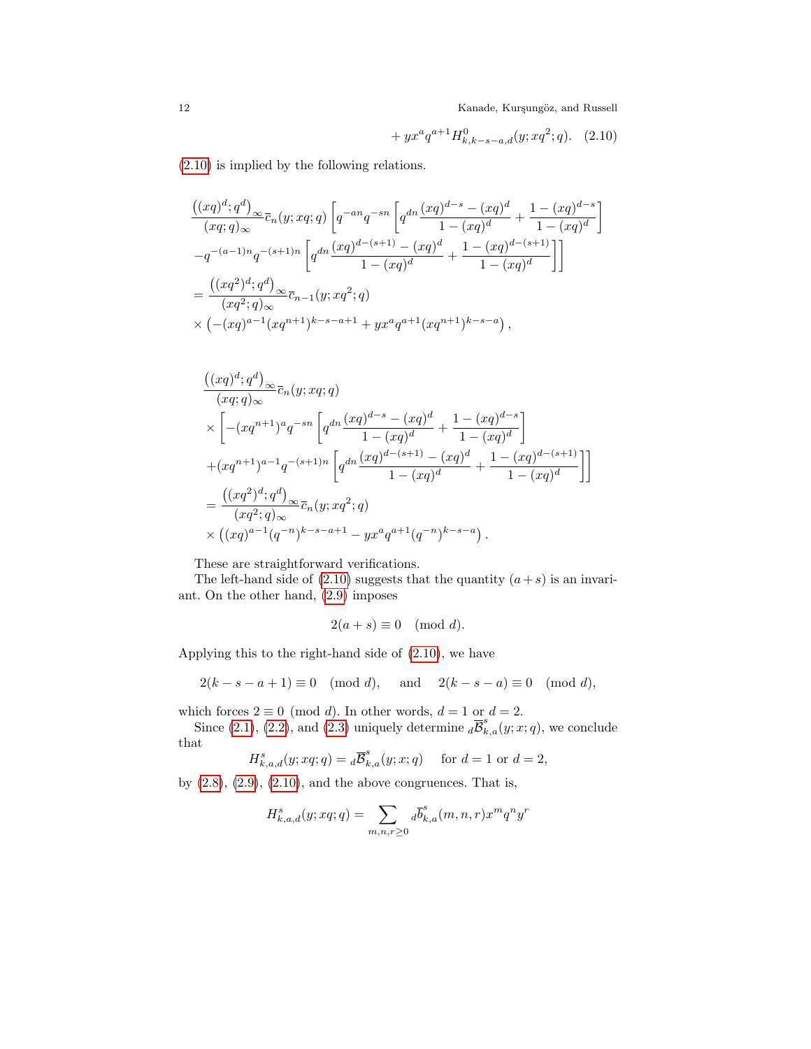$$+ yx^a q^{a+1} H^0_{k,k-s-a,d}(y; xq^2; q). \quad (2.10)$$

(2.10) is implied by the following relations.

$$\frac{\left((xq)^d; q^d\right)_\infty}{(xq;q)_\infty} \overline{c}_n(y; xq; q) \left[ q^{-an} q^{-sn} \left[ q^{dn} \frac{(xq)^{d-s} - (xq)^d}{1-(xq)^d} + \frac{1-(xq)^{d-s}}{1-(xq)^d} \right] \right.$$
$$\left. - q^{-(a-1)n} q^{-(s+1)n} \left[ q^{dn} \frac{(xq)^{d-(s+1)} - (xq)^d}{1-(xq)^d} + \frac{1-(xq)^{d-(s+1)}}{1-(xq)^d} \right] \right]$$
$$= \frac{\left((xq^2)^d; q^d\right)_\infty}{(xq^2;q)_\infty} \overline{c}_{n-1}(y; xq^2; q)$$
$$\times \left( -(xq)^{a-1} (xq^{n+1})^{k-s-a+1} + yx^a q^{a+1} (xq^{n+1})^{k-s-a} \right),$$

$$\frac{\left((xq)^d; q^d\right)_\infty}{(xq;q)_\infty} \overline{c}_n(y; xq; q)$$
$$\times \left[ -(xq^{n+1})^a q^{-sn} \left[ q^{dn} \frac{(xq)^{d-s} - (xq)^d}{1-(xq)^d} + \frac{1-(xq)^{d-s}}{1-(xq)^d} \right] \right.$$
$$\left. + (xq^{n+1})^{a-1} q^{-(s+1)n} \left[ q^{dn} \frac{(xq)^{d-(s+1)} - (xq)^d}{1-(xq)^d} + \frac{1-(xq)^{d-(s+1)}}{1-(xq)^d} \right] \right]$$
$$= \frac{\left((xq^2)^d; q^d\right)_\infty}{(xq^2;q)_\infty} \overline{c}_n(y; xq^2; q)$$
$$\times \left( (xq)^{a-1} (q^{-n})^{k-s-a+1} - yx^a q^{a+1} (q^{-n})^{k-s-a} \right).$$

These are straightforward verifications.

The left-hand side of (2.10) suggests that the quantity $(a+s)$ is an invariant. On the other hand, (2.9) imposes

$$2(a+s) \equiv 0 \pmod{d}.$$

Applying this to the right-hand side of (2.10), we have

$$2(k-s-a+1) \equiv 0 \pmod{d}, \quad \text{ and } \quad 2(k-s-a) \equiv 0 \pmod{d},$$

which forces $2 \equiv 0 \pmod{d}$. In other words, $d=1$ or $d=2$.

Since (2.1), (2.2), and (2.3) uniquely determine ${}_d\overline{\mathcal{B}}^s_{k,a}(y;x;q)$, we conclude that

$$H^s_{k,a,d}(y; xq; q) = {}_d\overline{\mathcal{B}}^s_{k,a}(y; x; q) \quad \text{ for } d=1 \text{ or } d=2,$$

by (2.8), (2.9), (2.10), and the above congruences. That is,

$$H^s_{k,a,d}(y; xq; q) = \sum_{m,n,r \geq 0} {}_d\overline{b}^s_{k,a}(m,n,r) x^m q^n y^r$$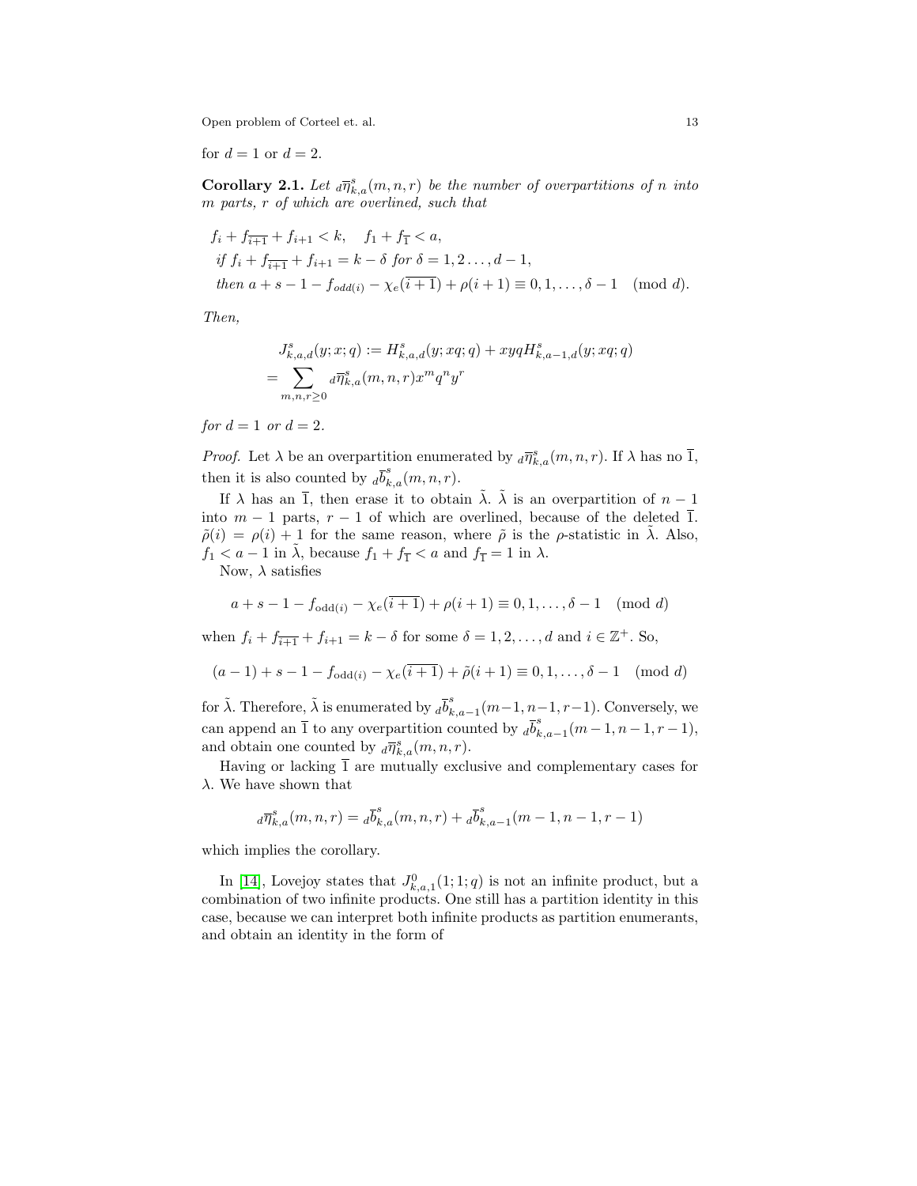for $d = 1$ or $d = 2$.

**Corollary 2.1.** *Let ${}_d\overline{\eta}^s_{k,a}(m,n,r)$ be the number of overpartitions of $n$ into $m$ parts, $r$ of which are overlined, such that*

$$
\begin{aligned}
&f_i + f_{\overline{i+1}} + f_{i+1} < k, \quad f_1 + f_{\overline{1}} < a, \\
&\textit{if } f_i + f_{\overline{i+1}} + f_{i+1} = k - \delta \textit{ for } \delta = 1, 2 \ldots, d-1, \\
&\textit{then } a + s - 1 - f_{odd(i)} - \chi_e(\overline{i+1}) + \rho(i+1) \equiv 0, 1, \ldots, \delta - 1 \pmod{d}.
\end{aligned}
$$

*Then,*

$$
\begin{aligned}
&J^s_{k,a,d}(y;x;q) := H^s_{k,a,d}(y;xq;q) + xyqH^s_{k,a-1,d}(y;xq;q) \\
&= \sum_{m,n,r \geq 0} {}_d\overline{\eta}^s_{k,a}(m,n,r) x^m q^n y^r
\end{aligned}
$$

*for $d = 1$ or $d = 2$.*

*Proof.* Let $\lambda$ be an overpartition enumerated by ${}_d\overline{\eta}^s_{k,a}(m,n,r)$. If $\lambda$ has no $\overline{1}$, then it is also counted by ${}_d\overline{b}^s_{k,a}(m,n,r)$.

If $\lambda$ has an $\overline{1}$, then erase it to obtain $\tilde{\lambda}$. $\tilde{\lambda}$ is an overpartition of $n-1$ into $m-1$ parts, $r-1$ of which are overlined, because of the deleted $\overline{1}$. $\tilde{\rho}(i) = \rho(i) + 1$ for the same reason, where $\tilde{\rho}$ is the $\rho$-statistic in $\tilde{\lambda}$. Also, $f_1 < a-1$ in $\tilde{\lambda}$, because $f_1 + f_{\overline{1}} < a$ and $f_{\overline{1}} = 1$ in $\lambda$.

Now, $\lambda$ satisfies

$$
a + s - 1 - f_{\text{odd}(i)} - \chi_e(\overline{i+1}) + \rho(i+1) \equiv 0, 1, \ldots, \delta - 1 \pmod{d}
$$

when $f_i + f_{\overline{i+1}} + f_{i+1} = k - \delta$ for some $\delta = 1, 2, \ldots, d$ and $i \in \mathbb{Z}^+$. So,

$$
(a-1) + s - 1 - f_{\text{odd}(i)} - \chi_e(\overline{i+1}) + \tilde{\rho}(i+1) \equiv 0, 1, \ldots, \delta - 1 \pmod{d}
$$

for $\tilde{\lambda}$. Therefore, $\tilde{\lambda}$ is enumerated by ${}_d\overline{b}^s_{k,a-1}(m-1, n-1, r-1)$. Conversely, we can append an $\overline{1}$ to any overpartition counted by ${}_d\overline{b}^s_{k,a-1}(m-1, n-1, r-1)$, and obtain one counted by ${}_d\overline{\eta}^s_{k,a}(m,n,r)$.

Having or lacking $\overline{1}$ are mutually exclusive and complementary cases for $\lambda$. We have shown that

$$
{}_d\overline{\eta}^s_{k,a}(m,n,r) = {}_d\overline{b}^s_{k,a}(m,n,r) + {}_d\overline{b}^s_{k,a-1}(m-1, n-1, r-1)
$$

which implies the corollary.

In [14], Lovejoy states that $J^0_{k,a,1}(1;1;q)$ is not an infinite product, but a combination of two infinite products. One still has a partition identity in this case, because we can interpret both infinite products as partition enumerants, and obtain an identity in the form of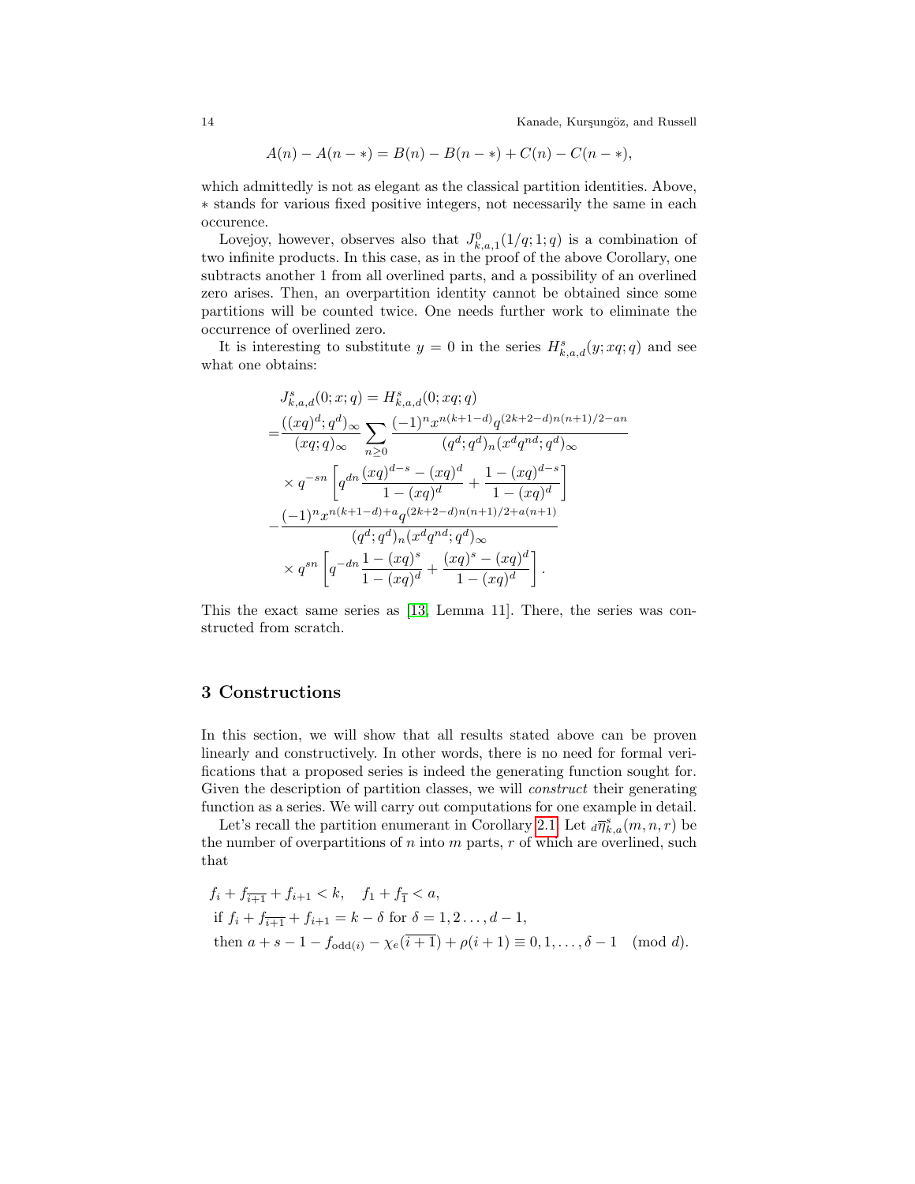$$A(n) - A(n-*) = B(n) - B(n-*) + C(n) - C(n-*),$$

which admittedly is not as elegant as the classical partition identities. Above, $*$ stands for various fixed positive integers, not necessarily the same in each occurence.

Lovejoy, however, observes also that $J^0_{k,a,1}(1/q; 1; q)$ is a combination of two infinite products. In this case, as in the proof of the above Corollary, one subtracts another 1 from all overlined parts, and a possibility of an overlined zero arises. Then, an overpartition identity cannot be obtained since some partitions will be counted twice. One needs further work to eliminate the occurrence of overlined zero.

It is interesting to substitute $y = 0$ in the series $H^s_{k,a,d}(y; xq; q)$ and see what one obtains:

$$
\begin{aligned}
& J^s_{k,a,d}(0; x; q) = H^s_{k,a,d}(0; xq; q) \\
=& \frac{((xq)^d; q^d)_\infty}{(xq; q)_\infty} \sum_{n \geq 0} \frac{(-1)^n x^{n(k+1-d)} q^{(2k+2-d)n(n+1)/2 - an}}{(q^d; q^d)_n (x^d q^{nd}; q^d)_\infty} \\
& \times q^{-sn} \left[ q^{dn} \frac{(xq)^{d-s} - (xq)^d}{1 - (xq)^d} + \frac{1 - (xq)^{d-s}}{1 - (xq)^d} \right] \\
-& \frac{(-1)^n x^{n(k+1-d)+a} q^{(2k+2-d)n(n+1)/2 + a(n+1)}}{(q^d; q^d)_n (x^d q^{nd}; q^d)_\infty} \\
& \times q^{sn} \left[ q^{-dn} \frac{1 - (xq)^s}{1 - (xq)^d} + \frac{(xq)^s - (xq)^d}{1 - (xq)^d} \right].
\end{aligned}
$$

This the exact same series as [13, Lemma 11]. There, the series was constructed from scratch.

## 3 Constructions

In this section, we will show that all results stated above can be proven linearly and constructively. In other words, there is no need for formal verifications that a proposed series is indeed the generating function sought for. Given the description of partition classes, we will *construct* their generating function as a series. We will carry out computations for one example in detail.

Let's recall the partition enumerant in Corollary 2.1. Let ${}_d\overline{\eta}^s_{k,a}(m, n, r)$ be the number of overpartitions of $n$ into $m$ parts, $r$ of which are overlined, such that

$$
\begin{aligned}
& f_i + f_{\overline{i+1}} + f_{i+1} < k, \quad f_1 + f_{\overline{1}} < a, \\
& \text{if } f_i + f_{\overline{i+1}} + f_{i+1} = k - \delta \text{ for } \delta = 1, 2 \ldots, d-1, \\
& \text{then } a + s - 1 - f_{\text{odd}(i)} - \chi_e(\overline{i+1}) + \rho(i+1) \equiv 0, 1, \ldots, \delta - 1 \pmod{d}.
\end{aligned}
$$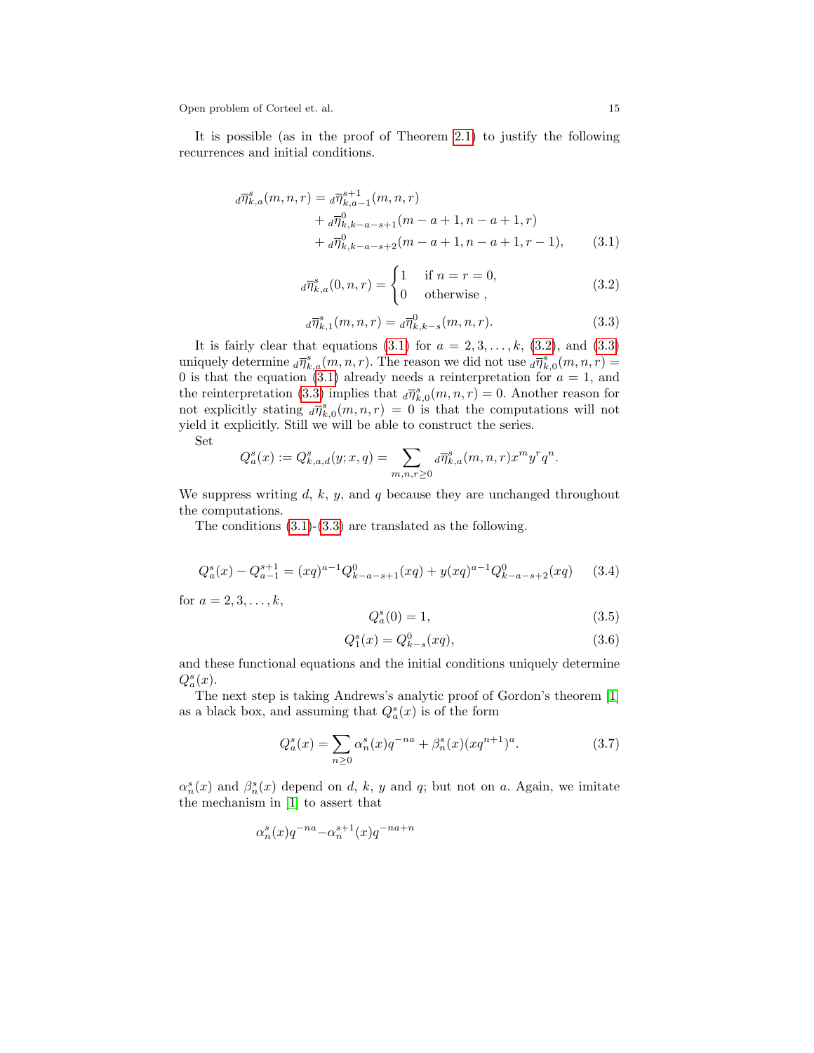It is possible (as in the proof of Theorem 2.1) to justify the following recurrences and initial conditions.

$$
\begin{aligned}
{}_d\overline{\eta}^s_{k,a}(m,n,r) &= {}_d\overline{\eta}^{s+1}_{k,a-1}(m,n,r) \\
&\quad + {}_d\overline{\eta}^0_{k,k-a-s+1}(m-a+1, n-a+1, r) \\
&\quad + {}_d\overline{\eta}^0_{k,k-a-s+2}(m-a+1, n-a+1, r-1),
\end{aligned} \tag{3.1}
$$

$$
{}_d\overline{\eta}^s_{k,a}(0,n,r) = \begin{cases} 1 & \text{if } n = r = 0, \\ 0 & \text{otherwise ,} \end{cases} \tag{3.2}
$$

$$
{}_d\overline{\eta}^s_{k,1}(m,n,r) = {}_d\overline{\eta}^0_{k,k-s}(m,n,r). \tag{3.3}
$$

It is fairly clear that equations (3.1) for $a = 2, 3, \ldots, k$, (3.2), and (3.3) uniquely determine ${}_d\overline{\eta}^s_{k,a}(m,n,r)$. The reason we did not use ${}_d\overline{\eta}^s_{k,0}(m,n,r) = 0$ is that the equation (3.1) already needs a reinterpretation for $a = 1$, and the reinterpretation (3.3) implies that ${}_d\overline{\eta}^s_{k,0}(m,n,r) = 0$. Another reason for not explicitly stating ${}_d\overline{\eta}^s_{k,0}(m,n,r) = 0$ is that the computations will not yield it explicitly. Still we will be able to construct the series.

Set

$$
Q^s_a(x) := Q^s_{k,a,d}(y; x, q) = \sum_{m,n,r \geq 0} {}_d\overline{\eta}^s_{k,a}(m,n,r) x^m y^r q^n.
$$

We suppress writing $d$, $k$, $y$, and $q$ because they are unchanged throughout the computations.

The conditions (3.1)-(3.3) are translated as the following.

$$
Q^s_a(x) - Q^{s+1}_{a-1} = (xq)^{a-1} Q^0_{k-a-s+1}(xq) + y(xq)^{a-1} Q^0_{k-a-s+2}(xq) \tag{3.4}
$$

for $a = 2, 3, \ldots, k$,

$$
Q^s_a(0) = 1, \tag{3.5}
$$

$$
Q^s_1(x) = Q^0_{k-s}(xq), \tag{3.6}
$$

and these functional equations and the initial conditions uniquely determine $Q^s_a(x)$.

The next step is taking Andrews's analytic proof of Gordon's theorem [1] as a black box, and assuming that $Q^s_a(x)$ is of the form

$$
Q^s_a(x) = \sum_{n \geq 0} \alpha^s_n(x) q^{-na} + \beta^s_n(x) (xq^{n+1})^a. \tag{3.7}
$$

$\alpha^s_n(x)$ and $\beta^s_n(x)$ depend on $d$, $k$, $y$ and $q$; but not on $a$. Again, we imitate the mechanism in [1] to assert that

$$
\alpha^s_n(x) q^{-na} - \alpha^{s+1}_n(x) q^{-na+n}
$$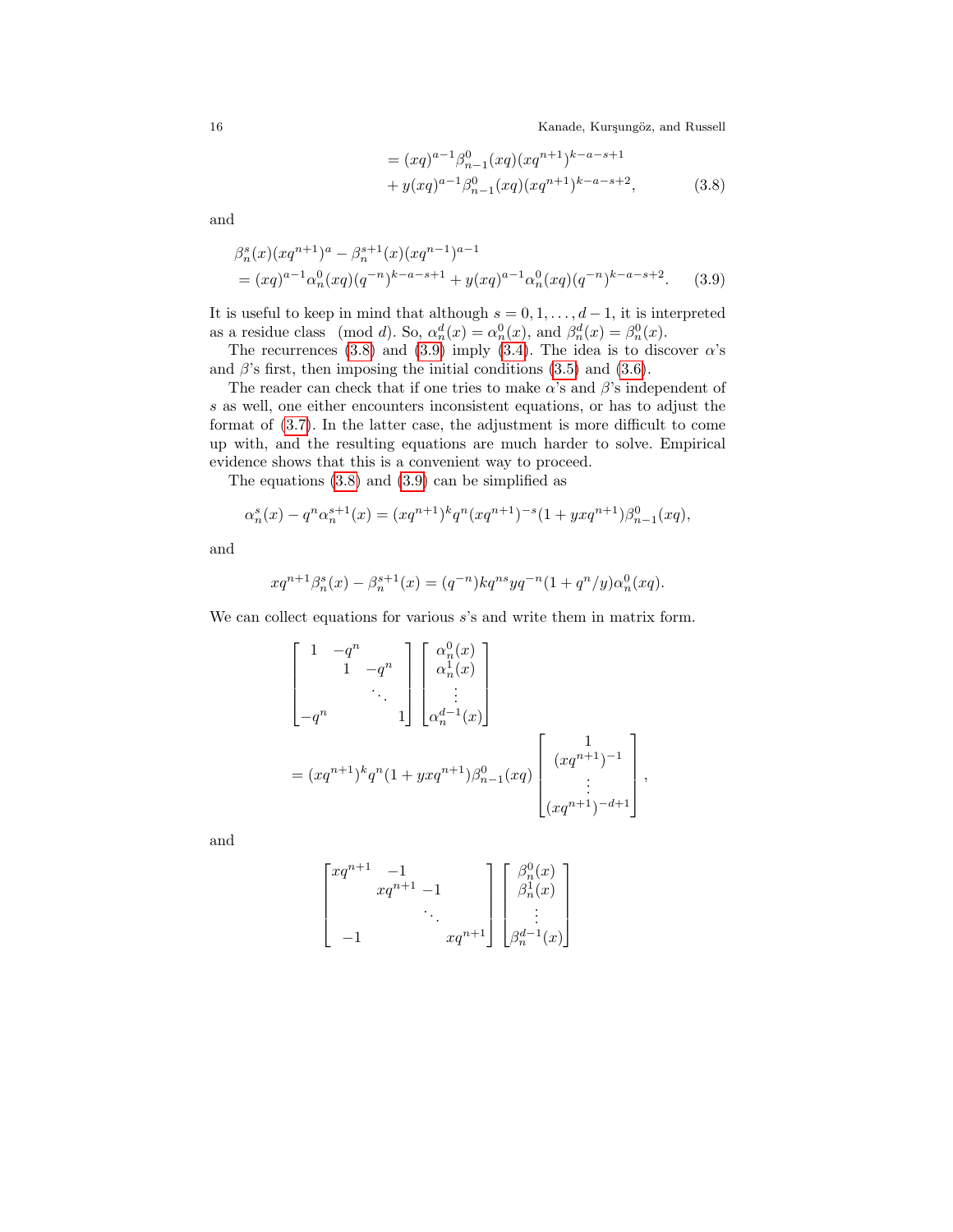$$
\begin{aligned}
&= (xq)^{a-1}\beta^0_{n-1}(xq)(xq^{n+1})^{k-a-s+1} \\
&+ y(xq)^{a-1}\beta^0_{n-1}(xq)(xq^{n+1})^{k-a-s+2},
\end{aligned}
\tag{3.8}
$$

and

$$
\begin{aligned}
&\beta^s_n(x)(xq^{n+1})^a - \beta^{s+1}_n(x)(xq^{n-1})^{a-1} \\
&= (xq)^{a-1}\alpha^0_n(xq)(q^{-n})^{k-a-s+1} + y(xq)^{a-1}\alpha^0_n(xq)(q^{-n})^{k-a-s+2}.
\end{aligned}
\tag{3.9}
$$

It is useful to keep in mind that although $s = 0, 1, \ldots, d-1$, it is interpreted as a residue class $\pmod d$. So, $\alpha^d_n(x) = \alpha^0_n(x)$, and $\beta^d_n(x) = \beta^0_n(x)$.

The recurrences (3.8) and (3.9) imply (3.4). The idea is to discover $\alpha$'s and $\beta$'s first, then imposing the initial conditions (3.5) and (3.6).

The reader can check that if one tries to make $\alpha$'s and $\beta$'s independent of $s$ as well, one either encounters inconsistent equations, or has to adjust the format of (3.7). In the latter case, the adjustment is more difficult to come up with, and the resulting equations are much harder to solve. Empirical evidence shows that this is a convenient way to proceed.

The equations (3.8) and (3.9) can be simplified as

$$
\alpha^s_n(x) - q^n\alpha^{s+1}_n(x) = (xq^{n+1})^k q^n (xq^{n+1})^{-s}(1 + yxq^{n+1})\beta^0_{n-1}(xq),
$$

and

$$
xq^{n+1}\beta^s_n(x) - \beta^{s+1}_n(x) = (q^{-n})kq^{ns}yq^{-n}(1 + q^n/y)\alpha^0_n(xq).
$$

We can collect equations for various $s$'s and write them in matrix form.

$$
\begin{aligned}
&\begin{bmatrix} 1 & -q^n & & \\ & 1 & -q^n & \\ & & \ddots & \\ -q^n & & & 1 \end{bmatrix}
\begin{bmatrix} \alpha^0_n(x) \\ \alpha^1_n(x) \\ \vdots \\ \alpha^{d-1}_n(x) \end{bmatrix} \\
&= (xq^{n+1})^k q^n (1 + yxq^{n+1})\beta^0_{n-1}(xq)
\begin{bmatrix} 1 \\ (xq^{n+1})^{-1} \\ \vdots \\ (xq^{n+1})^{-d+1} \end{bmatrix},
\end{aligned}
$$

and

$$
\begin{bmatrix} xq^{n+1} & -1 & & \\ & xq^{n+1} & -1 & \\ & & \ddots & \\ -1 & & & xq^{n+1} \end{bmatrix}
\begin{bmatrix} \beta^0_n(x) \\ \beta^1_n(x) \\ \vdots \\ \beta^{d-1}_n(x) \end{bmatrix}
$$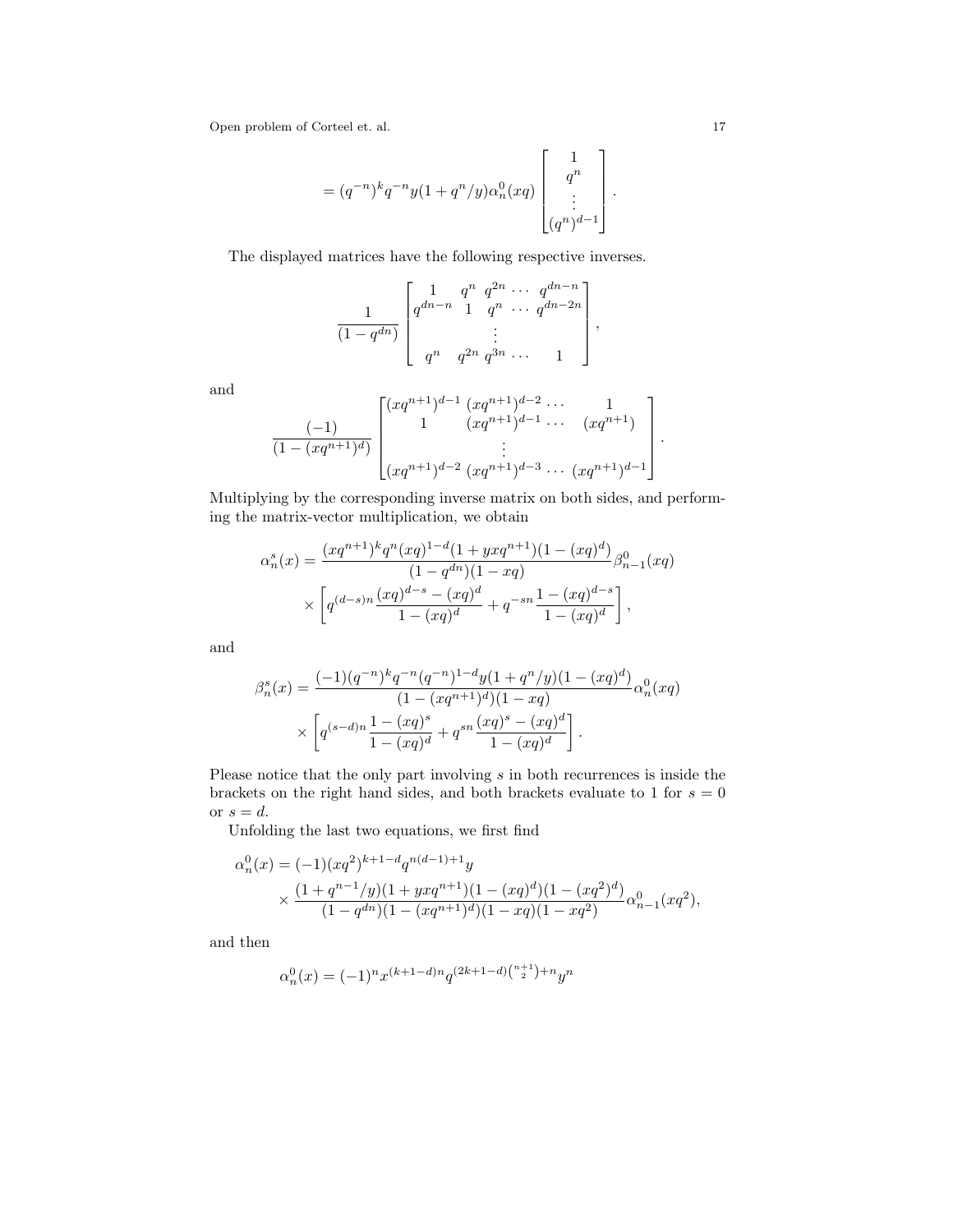$$= (q^{-n})^k q^{-n} y(1+q^n/y)\alpha_n^0(xq) \begin{bmatrix} 1 \\ q^n \\ \vdots \\ (q^n)^{d-1} \end{bmatrix}.$$

The displayed matrices have the following respective inverses.

$$\frac{1}{(1-q^{dn})} \begin{bmatrix} 1 & q^n & q^{2n} & \cdots & q^{dn-n} \\ q^{dn-n} & 1 & q^n & \cdots & q^{dn-2n} \\ & & \vdots & & \\ q^n & q^{2n} & q^{3n} & \cdots & 1 \end{bmatrix},$$

and

$$\frac{(-1)}{(1-(xq^{n+1})^d)} \begin{bmatrix} (xq^{n+1})^{d-1} & (xq^{n+1})^{d-2} & \cdots & 1 \\ 1 & (xq^{n+1})^{d-1} & \cdots & (xq^{n+1}) \\ & & \vdots & \\ (xq^{n+1})^{d-2} & (xq^{n+1})^{d-3} & \cdots & (xq^{n+1})^{d-1} \end{bmatrix}.$$

Multiplying by the corresponding inverse matrix on both sides, and performing the matrix-vector multiplication, we obtain

$$\alpha_n^s(x) = \frac{(xq^{n+1})^k q^n (xq)^{1-d}(1+yxq^{n+1})(1-(xq)^d)}{(1-q^{dn})(1-xq)} \beta_{n-1}^0(xq)$$
$$\times \left[ q^{(d-s)n} \frac{(xq)^{d-s}-(xq)^d}{1-(xq)^d} + q^{-sn} \frac{1-(xq)^{d-s}}{1-(xq)^d} \right],$$

and

$$\beta_n^s(x) = \frac{(-1)(q^{-n})^k q^{-n}(q^{-n})^{1-d} y(1+q^n/y)(1-(xq)^d)}{(1-(xq^{n+1})^d)(1-xq)} \alpha_n^0(xq)$$
$$\times \left[ q^{(s-d)n} \frac{1-(xq)^s}{1-(xq)^d} + q^{sn} \frac{(xq)^s-(xq)^d}{1-(xq)^d} \right].$$

Please notice that the only part involving $s$ in both recurrences is inside the brackets on the right hand sides, and both brackets evaluate to 1 for $s=0$ or $s=d$.

Unfolding the last two equations, we first find

$$\alpha_n^0(x) = (-1)(xq^2)^{k+1-d} q^{n(d-1)+1} y$$
$$\times \frac{(1+q^{n-1}/y)(1+yxq^{n+1})(1-(xq)^d)(1-(xq^2)^d)}{(1-q^{dn})(1-(xq^{n+1})^d)(1-xq)(1-xq^2)} \alpha_{n-1}^0(xq^2),$$

and then

$$\alpha_n^0(x) = (-1)^n x^{(k+1-d)n} q^{(2k+1-d)\binom{n+1}{2}+n} y^n$$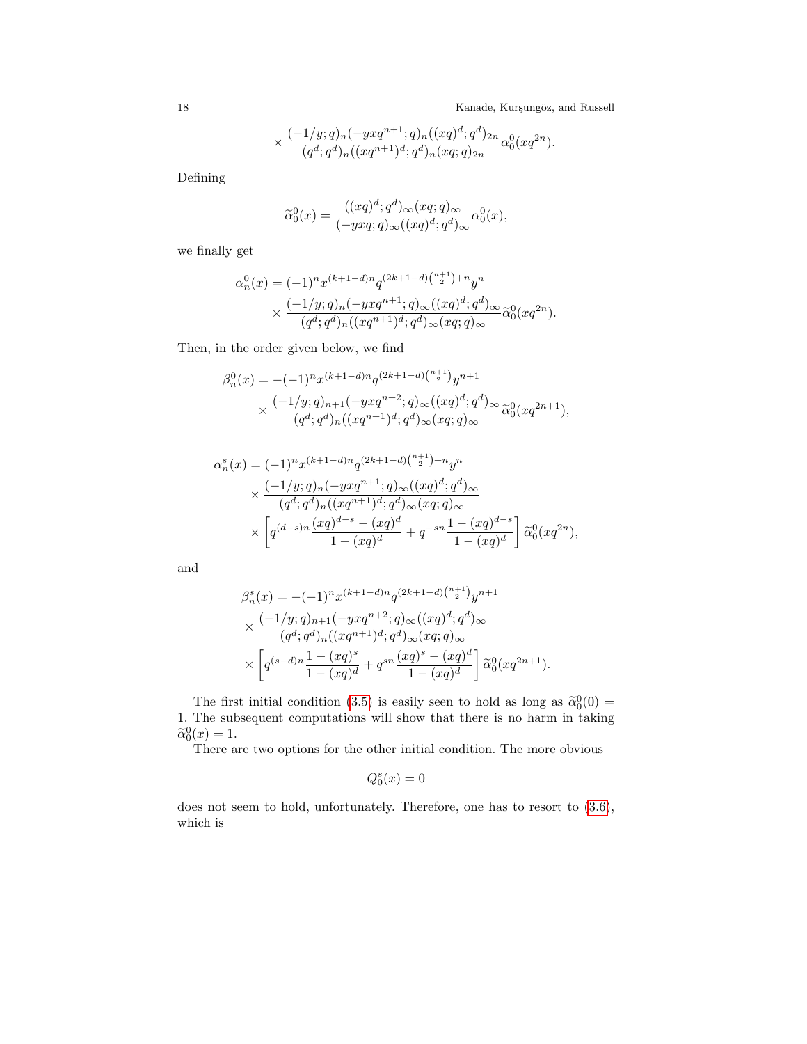$$\times \frac{(-1/y;q)_n(-yxq^{n+1};q)_n((xq)^d;q^d)_{2n}}{(q^d;q^d)_n((xq^{n+1})^d;q^d)_n(xq;q)_{2n}} \alpha_0^0(xq^{2n}).$$

Defining

$$\widetilde{\alpha}_0^0(x) = \frac{((xq)^d;q^d)_\infty(xq;q)_\infty}{(-yxq;q)_\infty((xq)^d;q^d)_\infty}\alpha_0^0(x),$$

we finally get

$$\begin{aligned}
\alpha_n^0(x) = (-1)^n x^{(k+1-d)n} q^{(2k+1-d)\binom{n+1}{2}+n} y^n \\
\times \frac{(-1/y;q)_n(-yxq^{n+1};q)_\infty((xq)^d;q^d)_\infty}{(q^d;q^d)_n((xq^{n+1})^d;q^d)_\infty(xq;q)_\infty}\widetilde{\alpha}_0^0(xq^{2n}).
\end{aligned}$$

Then, in the order given below, we find

$$\begin{aligned}
\beta_n^0(x) = -(-1)^n x^{(k+1-d)n} q^{(2k+1-d)\binom{n+1}{2}} y^{n+1} \\
\times \frac{(-1/y;q)_{n+1}(-yxq^{n+2};q)_\infty((xq)^d;q^d)_\infty}{(q^d;q^d)_n((xq^{n+1})^d;q^d)_\infty(xq;q)_\infty}\widetilde{\alpha}_0^0(xq^{2n+1}),
\end{aligned}$$

$$\begin{aligned}
\alpha_n^s(x) = (-1)^n x^{(k+1-d)n} q^{(2k+1-d)\binom{n+1}{2}+n} y^n \\
\times \frac{(-1/y;q)_n(-yxq^{n+1};q)_\infty((xq)^d;q^d)_\infty}{(q^d;q^d)_n((xq^{n+1})^d;q^d)_\infty(xq;q)_\infty} \\
\times \left[ q^{(d-s)n}\frac{(xq)^{d-s}-(xq)^d}{1-(xq)^d} + q^{-sn}\frac{1-(xq)^{d-s}}{1-(xq)^d} \right]\widetilde{\alpha}_0^0(xq^{2n}),
\end{aligned}$$

and

$$\begin{aligned}
\beta_n^s(x) = -(-1)^n x^{(k+1-d)n} q^{(2k+1-d)\binom{n+1}{2}} y^{n+1} \\
\times \frac{(-1/y;q)_{n+1}(-yxq^{n+2};q)_\infty((xq)^d;q^d)_\infty}{(q^d;q^d)_n((xq^{n+1})^d;q^d)_\infty(xq;q)_\infty} \\
\times \left[ q^{(s-d)n}\frac{1-(xq)^s}{1-(xq)^d} + q^{sn}\frac{(xq)^s-(xq)^d}{1-(xq)^d} \right]\widetilde{\alpha}_0^0(xq^{2n+1}).
\end{aligned}$$

The first initial condition (3.5) is easily seen to hold as long as $\widetilde{\alpha}_0^0(0) = 1$. The subsequent computations will show that there is no harm in taking $\widetilde{\alpha}_0^0(x) = 1$.

There are two options for the other initial condition. The more obvious

$$Q_0^s(x) = 0$$

does not seem to hold, unfortunately. Therefore, one has to resort to (3.6), which is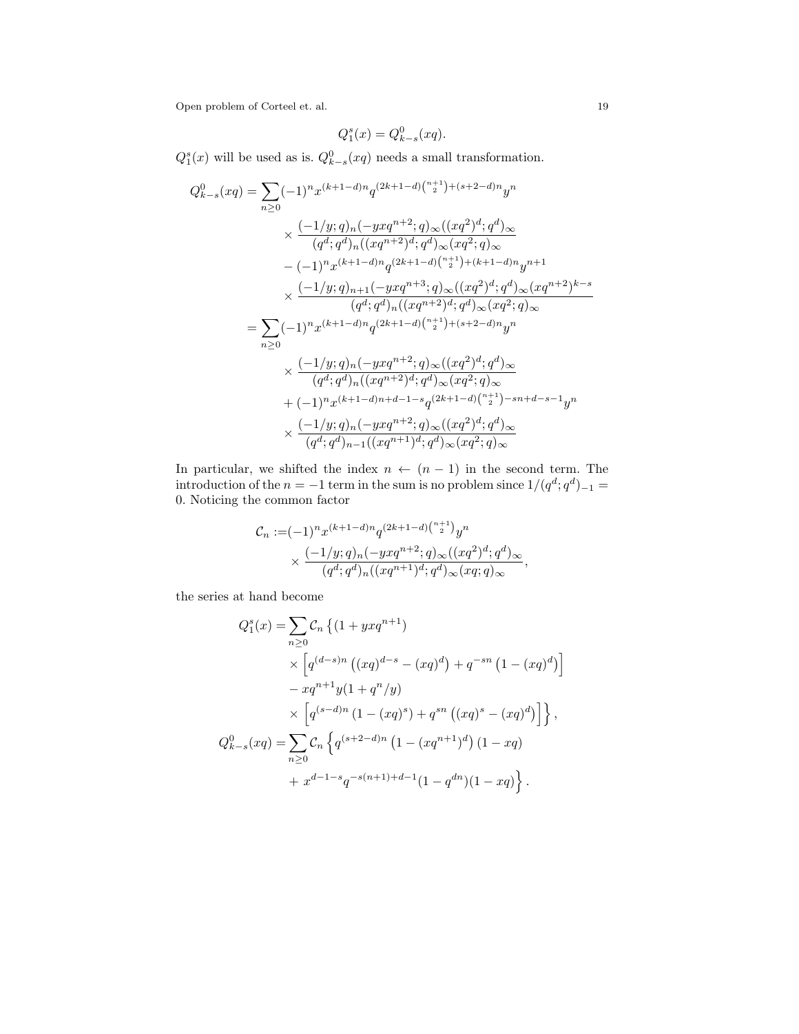$$Q_1^s(x) = Q_{k-s}^0(xq).$$

$Q_1^s(x)$ will be used as is. $Q_{k-s}^0(xq)$ needs a small transformation.

$$
\begin{aligned}
Q_{k-s}^0(xq) = &\sum_{n\geq 0} (-1)^n x^{(k+1-d)n} q^{(2k+1-d)\binom{n+1}{2}+(s+2-d)n} y^n \\
&\quad\times \frac{(-1/y;q)_n(-yxq^{n+2};q)_\infty((xq^2)^d;q^d)_\infty}{(q^d;q^d)_n((xq^{n+2})^d;q^d)_\infty(xq^2;q)_\infty} \\
&\quad- (-1)^n x^{(k+1-d)n} q^{(2k+1-d)\binom{n+1}{2}+(k+1-d)n} y^{n+1} \\
&\quad\times \frac{(-1/y;q)_{n+1}(-yxq^{n+3};q)_\infty((xq^2)^d;q^d)_\infty(xq^{n+2})^{k-s}}{(q^d;q^d)_n((xq^{n+2})^d;q^d)_\infty(xq^2;q)_\infty} \\
= &\sum_{n\geq 0} (-1)^n x^{(k+1-d)n} q^{(2k+1-d)\binom{n+1}{2}+(s+2-d)n} y^n \\
&\quad\times \frac{(-1/y;q)_n(-yxq^{n+2};q)_\infty((xq^2)^d;q^d)_\infty}{(q^d;q^d)_n((xq^{n+2})^d;q^d)_\infty(xq^2;q)_\infty} \\
&\quad+ (-1)^n x^{(k+1-d)n+d-1-s} q^{(2k+1-d)\binom{n+1}{2}-sn+d-s-1} y^n \\
&\quad\times \frac{(-1/y;q)_n(-yxq^{n+2};q)_\infty((xq^2)^d;q^d)_\infty}{(q^d;q^d)_{n-1}((xq^{n+1})^d;q^d)_\infty(xq^2;q)_\infty}
\end{aligned}
$$

In particular, we shifted the index $n \leftarrow (n-1)$ in the second term. The introduction of the $n=-1$ term in the sum is no problem since $1/(q^d;q^d)_{-1} = 0$. Noticing the common factor

$$
\begin{aligned}
\mathcal{C}_n :=& (-1)^n x^{(k+1-d)n} q^{(2k+1-d)\binom{n+1}{2}} y^n \\
&\times \frac{(-1/y;q)_n(-yxq^{n+2};q)_\infty((xq^2)^d;q^d)_\infty}{(q^d;q^d)_n((xq^{n+1})^d;q^d)_\infty(xq;q)_\infty},
\end{aligned}
$$

the series at hand become

$$
\begin{aligned}
Q_1^s(x) = &\sum_{n\geq 0} \mathcal{C}_n \left\{ (1+yxq^{n+1}) \right. \\
&\times \left[ q^{(d-s)n}\left((xq)^{d-s} - (xq)^d\right) + q^{-sn}\left(1-(xq)^d\right) \right] \\
&- xq^{n+1}y(1+q^n/y) \\
&\times \left. \left[ q^{(s-d)n}\left(1-(xq)^s\right) + q^{sn}\left((xq)^s - (xq)^d\right) \right] \right\}, \\
Q_{k-s}^0(xq) = &\sum_{n\geq 0} \mathcal{C}_n \left\{ q^{(s+2-d)n}\left(1-(xq^{n+1})^d\right)(1-xq) \right. \\
&+ \left. x^{d-1-s} q^{-s(n+1)+d-1}(1-q^{dn})(1-xq) \right\}.
\end{aligned}
$$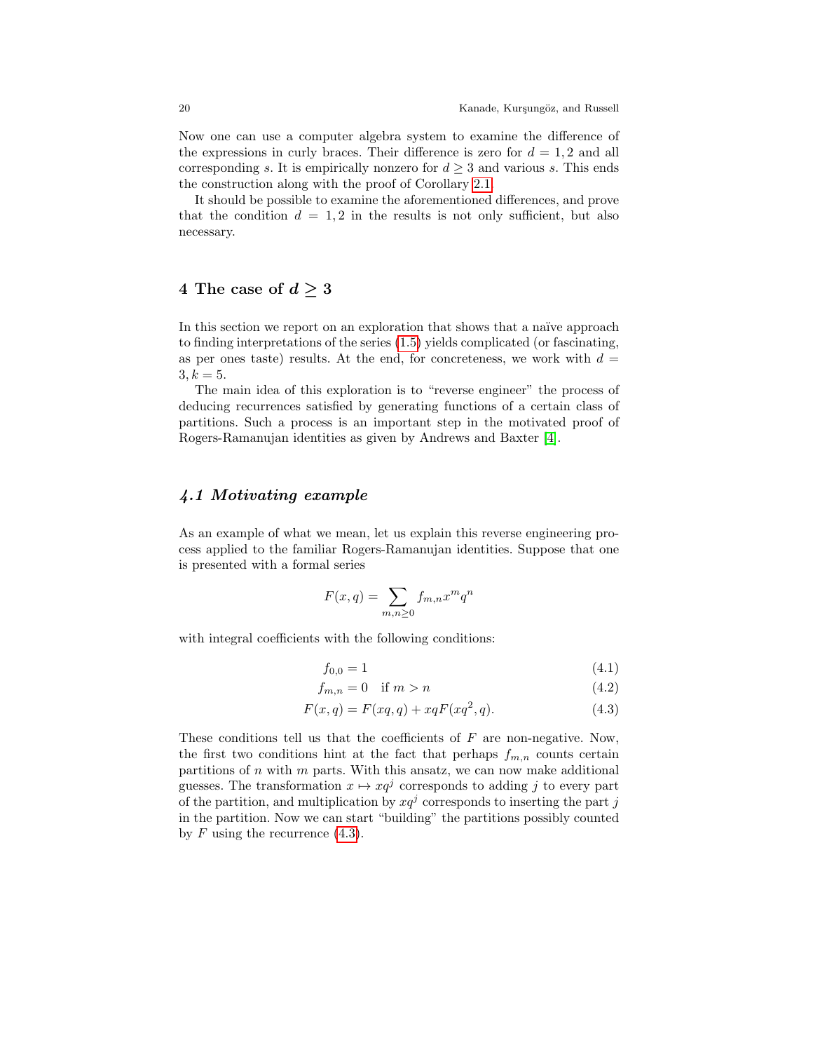Now one can use a computer algebra system to examine the difference of the expressions in curly braces. Their difference is zero for $d = 1, 2$ and all corresponding $s$. It is empirically nonzero for $d \geq 3$ and various $s$. This ends the construction along with the proof of Corollary 2.1.

It should be possible to examine the aforementioned differences, and prove that the condition $d = 1, 2$ in the results is not only sufficient, but also necessary.

## 4 The case of $d \geq 3$

In this section we report on an exploration that shows that a naïve approach to finding interpretations of the series (1.5) yields complicated (or fascinating, as per ones taste) results. At the end, for concreteness, we work with $d = 3, k = 5$.

The main idea of this exploration is to "reverse engineer" the process of deducing recurrences satisfied by generating functions of a certain class of partitions. Such a process is an important step in the motivated proof of Rogers-Ramanujan identities as given by Andrews and Baxter [4].

### *4.1 Motivating example*

As an example of what we mean, let us explain this reverse engineering process applied to the familiar Rogers-Ramanujan identities. Suppose that one is presented with a formal series

$$F(x, q) = \sum_{m,n \geq 0} f_{m,n} x^m q^n$$

with integral coefficients with the following conditions:

$$f_{0,0} = 1 \tag{4.1}$$

$$f_{m,n} = 0 \quad \text{if } m > n \tag{4.2}$$

$$F(x, q) = F(xq, q) + xqF(xq^2, q). \tag{4.3}$$

These conditions tell us that the coefficients of $F$ are non-negative. Now, the first two conditions hint at the fact that perhaps $f_{m,n}$ counts certain partitions of $n$ with $m$ parts. With this ansatz, we can now make additional guesses. The transformation $x \mapsto xq^j$ corresponds to adding $j$ to every part of the partition, and multiplication by $xq^j$ corresponds to inserting the part $j$ in the partition. Now we can start "building" the partitions possibly counted by $F$ using the recurrence (4.3).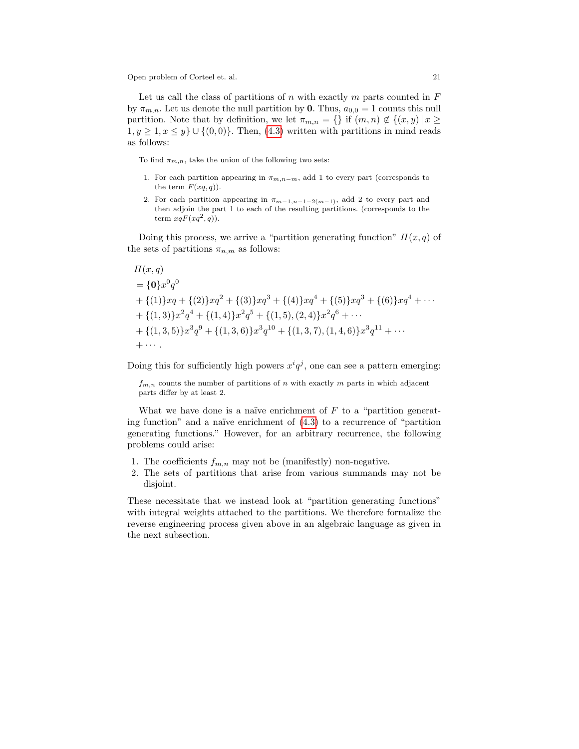Let us call the class of partitions of $n$ with exactly $m$ parts counted in $F$ by $\pi_{m,n}$. Let us denote the null partition by $\mathbf{0}$. Thus, $a_{0,0} = 1$ counts this null partition. Note that by definition, we let $\pi_{m,n} = \{\}$ if $(m, n) \notin \{(x, y) \,|\, x \geq 1, y \geq 1, x \leq y\} \cup \{(0, 0)\}$. Then, (4.3) written with partitions in mind reads as follows:

> To find $\pi_{m,n}$, take the union of the following two sets:
>
> 1. For each partition appearing in $\pi_{m,n-m}$, add 1 to every part (corresponds to the term $F(xq, q)$).
> 2. For each partition appearing in $\pi_{m-1,n-1-2(m-1)}$, add 2 to every part and then adjoin the part 1 to each of the resulting partitions. (corresponds to the term $xqF(xq^2, q)$).

Doing this process, we arrive a "partition generating function" $\Pi(x, q)$ of the sets of partitions $\pi_{n,m}$ as follows:

$$
\begin{aligned}
&\Pi(x, q) \\
&= \{\mathbf{0}\}x^0q^0 \\
&+ \{(1)\}xq + \{(2)\}xq^2 + \{(3)\}xq^3 + \{(4)\}xq^4 + \{(5)\}xq^3 + \{(6)\}xq^4 + \cdots \\
&+ \{(1, 3)\}x^2q^4 + \{(1, 4)\}x^2q^5 + \{(1, 5), (2, 4)\}x^2q^6 + \cdots \\
&+ \{(1, 3, 5)\}x^3q^9 + \{(1, 3, 6)\}x^3q^{10} + \{(1, 3, 7), (1, 4, 6)\}x^3q^{11} + \cdots \\
&+ \cdots .
\end{aligned}
$$

Doing this for sufficiently high powers $x^iq^j$, one can see a pattern emerging:

> $f_{m,n}$ counts the number of partitions of $n$ with exactly $m$ parts in which adjacent parts differ by at least 2.

What we have done is a naïve enrichment of $F$ to a "partition generating function" and a naïve enrichment of (4.3) to a recurrence of "partition generating functions." However, for an arbitrary recurrence, the following problems could arise:

1. The coefficients $f_{m,n}$ may not be (manifestly) non-negative.
2. The sets of partitions that arise from various summands may not be disjoint.

These necessitate that we instead look at "partition generating functions" with integral weights attached to the partitions. We therefore formalize the reverse engineering process given above in an algebraic language as given in the next subsection.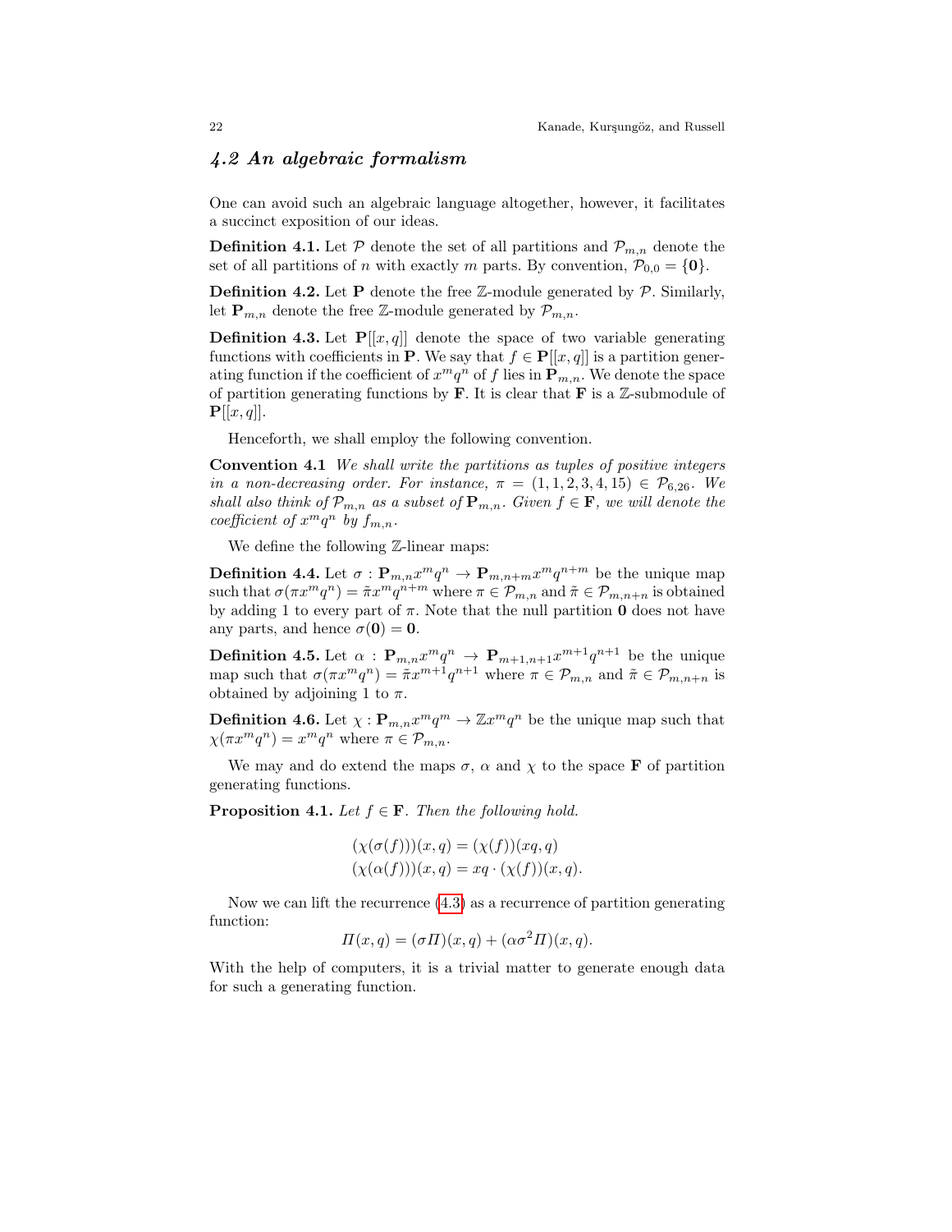## 4.2 An algebraic formalism

One can avoid such an algebraic language altogether, however, it facilitates a succinct exposition of our ideas.

**Definition 4.1.** Let $\mathcal{P}$ denote the set of all partitions and $\mathcal{P}_{m,n}$ denote the set of all partitions of $n$ with exactly $m$ parts. By convention, $\mathcal{P}_{0,0} = \{\mathbf{0}\}$.

**Definition 4.2.** Let $\mathbf{P}$ denote the free $\mathbb{Z}$-module generated by $\mathcal{P}$. Similarly, let $\mathbf{P}_{m,n}$ denote the free $\mathbb{Z}$-module generated by $\mathcal{P}_{m,n}$.

**Definition 4.3.** Let $\mathbf{P}[[x,q]]$ denote the space of two variable generating functions with coefficients in $\mathbf{P}$. We say that $f \in \mathbf{P}[[x,q]]$ is a partition generating function if the coefficient of $x^m q^n$ of $f$ lies in $\mathbf{P}_{m,n}$. We denote the space of partition generating functions by $\mathbf{F}$. It is clear that $\mathbf{F}$ is a $\mathbb{Z}$-submodule of $\mathbf{P}[[x,q]]$.

Henceforth, we shall employ the following convention.

**Convention 4.1** *We shall write the partitions as tuples of positive integers in a non-decreasing order. For instance, $\pi = (1,1,2,3,4,15) \in \mathcal{P}_{6,26}$. We shall also think of $\mathcal{P}_{m,n}$ as a subset of $\mathbf{P}_{m,n}$. Given $f \in \mathbf{F}$, we will denote the coefficient of $x^m q^n$ by $f_{m,n}$.*

We define the following $\mathbb{Z}$-linear maps:

**Definition 4.4.** Let $\sigma : \mathbf{P}_{m,n}x^m q^n \to \mathbf{P}_{m,n+m}x^m q^{n+m}$ be the unique map such that $\sigma(\pi x^m q^n) = \tilde{\pi} x^m q^{n+m}$ where $\pi \in \mathcal{P}_{m,n}$ and $\tilde{\pi} \in \mathcal{P}_{m,n+n}$ is obtained by adding 1 to every part of $\pi$. Note that the null partition $\mathbf{0}$ does not have any parts, and hence $\sigma(\mathbf{0}) = \mathbf{0}$.

**Definition 4.5.** Let $\alpha : \mathbf{P}_{m,n}x^m q^n \to \mathbf{P}_{m+1,n+1}x^{m+1} q^{n+1}$ be the unique map such that $\sigma(\pi x^m q^n) = \tilde{\pi} x^{m+1} q^{n+1}$ where $\pi \in \mathcal{P}_{m,n}$ and $\tilde{\pi} \in \mathcal{P}_{m,n+n}$ is obtained by adjoining 1 to $\pi$.

**Definition 4.6.** Let $\chi : \mathbf{P}_{m,n}x^m q^m \to \mathbb{Z}x^m q^n$ be the unique map such that $\chi(\pi x^m q^n) = x^m q^n$ where $\pi \in \mathcal{P}_{m,n}$.

We may and do extend the maps $\sigma$, $\alpha$ and $\chi$ to the space $\mathbf{F}$ of partition generating functions.

**Proposition 4.1.** *Let $f \in \mathbf{F}$. Then the following hold.*

$$
\begin{aligned}
(\chi(\sigma(f)))(x,q) &= (\chi(f))(xq,q) \\
(\chi(\alpha(f)))(x,q) &= xq \cdot (\chi(f))(x,q).
\end{aligned}
$$

Now we can lift the recurrence (4.3) as a recurrence of partition generating function:

$$
\Pi(x,q) = (\sigma\Pi)(x,q) + (\alpha\sigma^2\Pi)(x,q).
$$

With the help of computers, it is a trivial matter to generate enough data for such a generating function.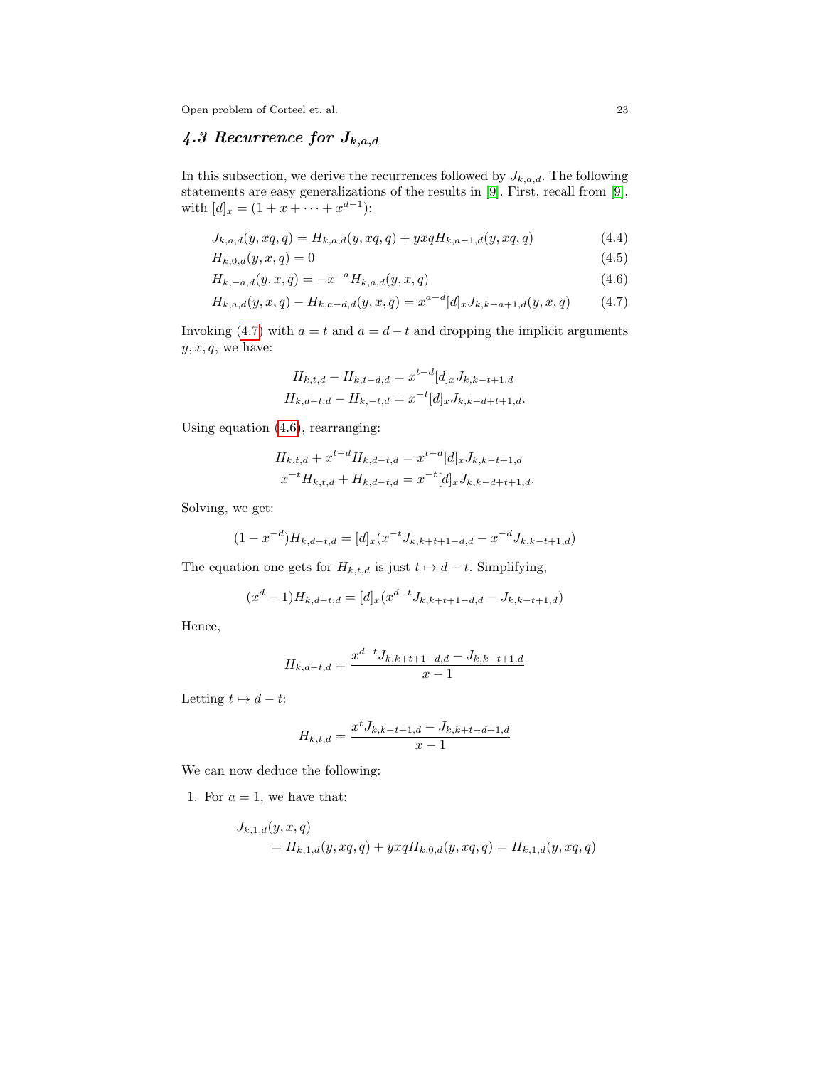### 4.3 Recurrence for $J_{k,a,d}$

In this subsection, we derive the recurrences followed by $J_{k,a,d}$. The following statements are easy generalizations of the results in [9]. First, recall from [9], with $[d]_x = (1 + x + \cdots + x^{d-1})$:

$$J_{k,a,d}(y, xq, q) = H_{k,a,d}(y, xq, q) + yxqH_{k,a-1,d}(y, xq, q) \tag{4.4}$$

$$H_{k,0,d}(y, x, q) = 0 \tag{4.5}$$

$$H_{k,-a,d}(y, x, q) = -x^{-a}H_{k,a,d}(y, x, q) \tag{4.6}$$

$$H_{k,a,d}(y, x, q) - H_{k,a-d,d}(y, x, q) = x^{a-d}[d]_x J_{k,k-a+1,d}(y, x, q) \tag{4.7}$$

Invoking (4.7) with $a = t$ and $a = d - t$ and dropping the implicit arguments $y, x, q$, we have:

$$H_{k,t,d} - H_{k,t-d,d} = x^{t-d}[d]_x J_{k,k-t+1,d}$$
$$H_{k,d-t,d} - H_{k,-t,d} = x^{-t}[d]_x J_{k,k-d+t+1,d}.$$

Using equation (4.6), rearranging:

$$H_{k,t,d} + x^{t-d}H_{k,d-t,d} = x^{t-d}[d]_x J_{k,k-t+1,d}$$
$$x^{-t}H_{k,t,d} + H_{k,d-t,d} = x^{-t}[d]_x J_{k,k-d+t+1,d}.$$

Solving, we get:

$$(1 - x^{-d})H_{k,d-t,d} = [d]_x(x^{-t}J_{k,k+t+1-d,d} - x^{-d}J_{k,k-t+1,d})$$

The equation one gets for $H_{k,t,d}$ is just $t \mapsto d - t$. Simplifying,

$$(x^d - 1)H_{k,d-t,d} = [d]_x(x^{d-t}J_{k,k+t+1-d,d} - J_{k,k-t+1,d})$$

Hence,

$$H_{k,d-t,d} = \frac{x^{d-t}J_{k,k+t+1-d,d} - J_{k,k-t+1,d}}{x - 1}$$

Letting $t \mapsto d - t$:

$$H_{k,t,d} = \frac{x^t J_{k,k-t+1,d} - J_{k,k+t-d+1,d}}{x - 1}$$

We can now deduce the following:

1. For $a = 1$, we have that:

$$\begin{aligned} &J_{k,1,d}(y, x, q) \\ &\quad = H_{k,1,d}(y, xq, q) + yxqH_{k,0,d}(y, xq, q) = H_{k,1,d}(y, xq, q) \end{aligned}$$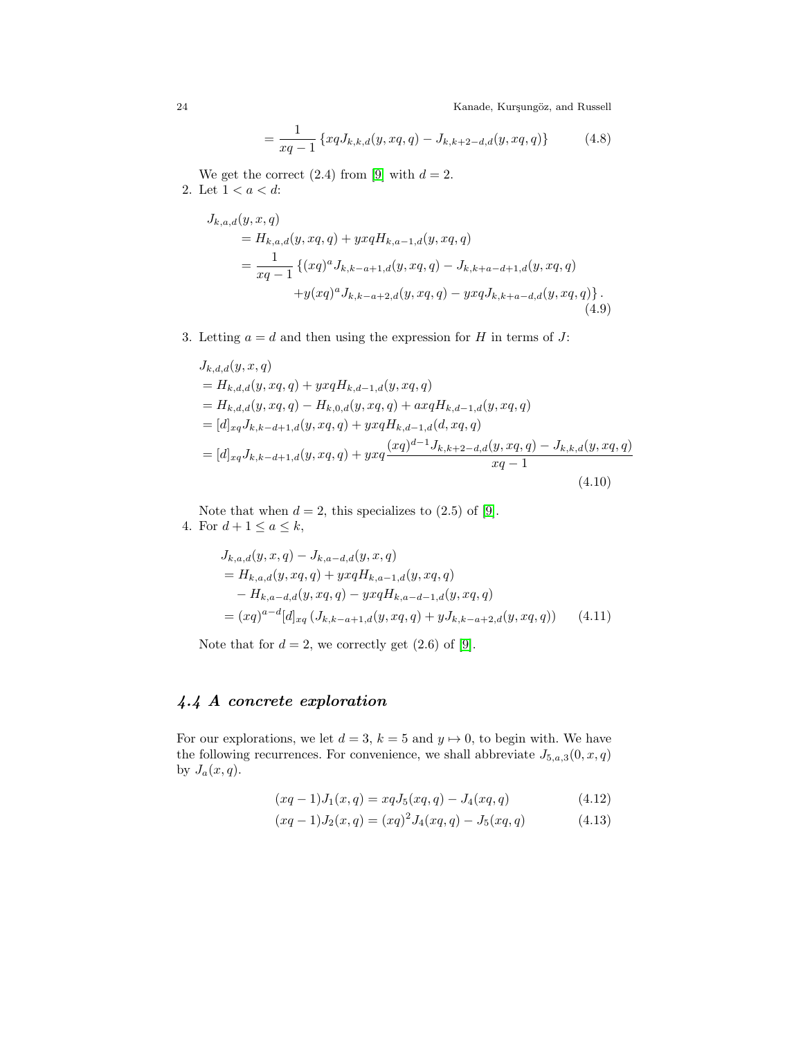$$= \frac{1}{xq-1}\left\{xqJ_{k,k,d}(y,xq,q) - J_{k,k+2-d,d}(y,xq,q)\right\} \tag{4.8}$$

We get the correct (2.4) from [9] with $d = 2$.

2. Let $1 < a < d$:

$$\begin{aligned}
&J_{k,a,d}(y,x,q)\\
&\quad= H_{k,a,d}(y,xq,q) + yxqH_{k,a-1,d}(y,xq,q)\\
&\quad= \frac{1}{xq-1}\left\{(xq)^a J_{k,k-a+1,d}(y,xq,q) - J_{k,k+a-d+1,d}(y,xq,q)\right.\\
&\qquad\qquad \left.+y(xq)^a J_{k,k-a+2,d}(y,xq,q) - yxqJ_{k,k+a-d,d}(y,xq,q)\right\}.
\end{aligned} \tag{4.9}$$

3. Letting $a = d$ and then using the expression for $H$ in terms of $J$:

$$\begin{aligned}
&J_{k,d,d}(y,x,q)\\
&= H_{k,d,d}(y,xq,q) + yxqH_{k,d-1,d}(y,xq,q)\\
&= H_{k,d,d}(y,xq,q) - H_{k,0,d}(y,xq,q) + axqH_{k,d-1,d}(y,xq,q)\\
&= [d]_{xq}J_{k,k-d+1,d}(y,xq,q) + yxqH_{k,d-1,d}(d,xq,q)\\
&= [d]_{xq}J_{k,k-d+1,d}(y,xq,q) + yxq\frac{(xq)^{d-1}J_{k,k+2-d,d}(y,xq,q) - J_{k,k,d}(y,xq,q)}{xq-1}
\end{aligned} \tag{4.10}$$

Note that when $d = 2$, this specializes to (2.5) of [9].

4. For $d + 1 \leq a \leq k$,

$$\begin{aligned}
&J_{k,a,d}(y,x,q) - J_{k,a-d,d}(y,x,q)\\
&\quad= H_{k,a,d}(y,xq,q) + yxqH_{k,a-1,d}(y,xq,q)\\
&\qquad - H_{k,a-d,d}(y,xq,q) - yxqH_{k,a-d-1,d}(y,xq,q)\\
&\quad= (xq)^{a-d}[d]_{xq}\left(J_{k,k-a+1,d}(y,xq,q) + yJ_{k,k-a+2,d}(y,xq,q)\right)
\end{aligned} \tag{4.11}$$

Note that for $d = 2$, we correctly get (2.6) of [9].

### 4.4 A concrete exploration

For our explorations, we let $d = 3$, $k = 5$ and $y \mapsto 0$, to begin with. We have the following recurrences. For convenience, we shall abbreviate $J_{5,a,3}(0,x,q)$ by $J_a(x,q)$.

$$(xq-1)J_1(x,q) = xqJ_5(xq,q) - J_4(xq,q) \tag{4.12}$$

$$(xq-1)J_2(x,q) = (xq)^2J_4(xq,q) - J_5(xq,q) \tag{4.13}$$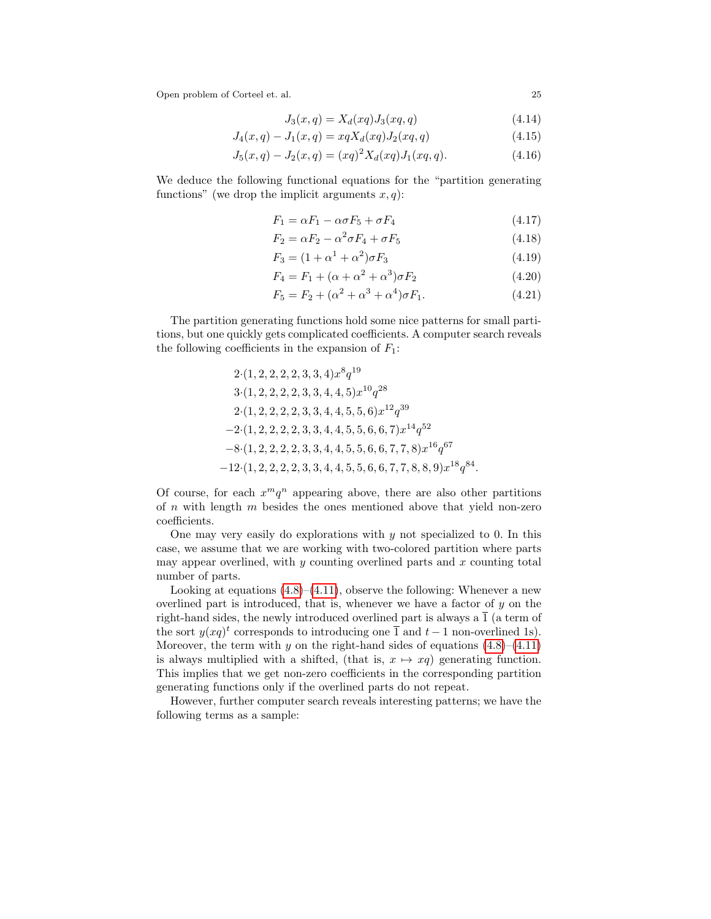$$J_3(x,q) = X_d(xq)J_3(xq,q) \tag{4.14}$$

$$J_4(x,q) - J_1(x,q) = xqX_d(xq)J_2(xq,q) \tag{4.15}$$

$$J_5(x,q) - J_2(x,q) = (xq)^2X_d(xq)J_1(xq,q). \tag{4.16}$$

We deduce the following functional equations for the "partition generating functions" (we drop the implicit arguments $x, q$):

$$F_1 = \alpha F_1 - \alpha\sigma F_5 + \sigma F_4 \tag{4.17}$$

$$F_2 = \alpha F_2 - \alpha^2\sigma F_4 + \sigma F_5 \tag{4.18}$$

$$F_3 = (1 + \alpha^1 + \alpha^2)\sigma F_3 \tag{4.19}$$

$$F_4 = F_1 + (\alpha + \alpha^2 + \alpha^3)\sigma F_2 \tag{4.20}$$

$$F_5 = F_2 + (\alpha^2 + \alpha^3 + \alpha^4)\sigma F_1. \tag{4.21}$$

The partition generating functions hold some nice patterns for small partitions, but one quickly gets complicated coefficients. A computer search reveals the following coefficients in the expansion of $F_1$:

$$\begin{aligned}
&2\cdot(1,2,2,2,2,3,3,4)x^8q^{19}\\
&3\cdot(1,2,2,2,2,3,3,4,4,5)x^{10}q^{28}\\
&2\cdot(1,2,2,2,2,3,3,4,4,5,5,6)x^{12}q^{39}\\
&-2\cdot(1,2,2,2,2,3,3,4,4,5,5,6,6,7)x^{14}q^{52}\\
&-8\cdot(1,2,2,2,2,3,3,4,4,5,5,6,6,7,7,8)x^{16}q^{67}\\
&-12\cdot(1,2,2,2,2,3,3,4,4,5,5,6,6,7,7,8,8,9)x^{18}q^{84}.
\end{aligned}$$

Of course, for each $x^mq^n$ appearing above, there are also other partitions of $n$ with length $m$ besides the ones mentioned above that yield non-zero coefficients.

One may very easily do explorations with $y$ not specialized to 0. In this case, we assume that we are working with two-colored partition where parts may appear overlined, with $y$ counting overlined parts and $x$ counting total number of parts.

Looking at equations (4.8)–(4.11), observe the following: Whenever a new overlined part is introduced, that is, whenever we have a factor of $y$ on the right-hand sides, the newly introduced overlined part is always a $\overline{1}$ (a term of the sort $y(xq)^t$ corresponds to introducing one $\overline{1}$ and $t-1$ non-overlined 1s). Moreover, the term with $y$ on the right-hand sides of equations (4.8)–(4.11) is always multiplied with a shifted, (that is, $x \mapsto xq$) generating function. This implies that we get non-zero coefficients in the corresponding partition generating functions only if the overlined parts do not repeat.

However, further computer search reveals interesting patterns; we have the following terms as a sample: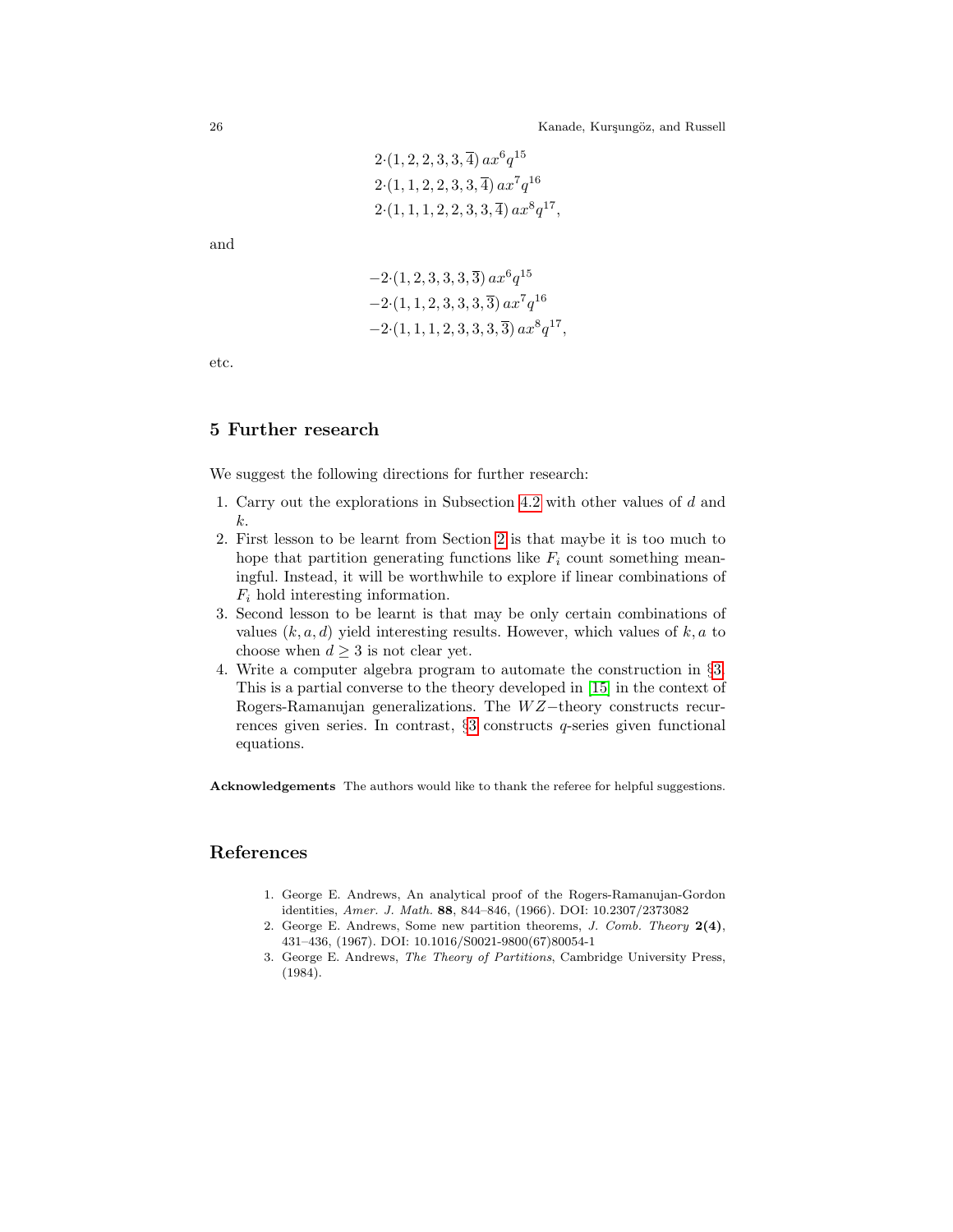$$2\cdot(1, 2, 2, 3, 3, \overline{4})\, ax^6q^{15}$$
$$2\cdot(1, 1, 2, 2, 3, 3, \overline{4})\, ax^7q^{16}$$
$$2\cdot(1, 1, 1, 2, 2, 3, 3, \overline{4})\, ax^8q^{17},$$

and

$$-2\cdot(1, 2, 3, 3, 3, \overline{3})\, ax^6q^{15}$$
$$-2\cdot(1, 1, 2, 3, 3, 3, \overline{3})\, ax^7q^{16}$$
$$-2\cdot(1, 1, 1, 2, 3, 3, 3, \overline{3})\, ax^8q^{17},$$

etc.

## 5 Further research

We suggest the following directions for further research:

1. Carry out the explorations in Subsection 4.2 with other values of $d$ and $k$.
2. First lesson to be learnt from Section 2 is that maybe it is too much to hope that partition generating functions like $F_i$ count something meaningful. Instead, it will be worthwhile to explore if linear combinations of $F_i$ hold interesting information.
3. Second lesson to be learnt is that may be only certain combinations of values $(k, a, d)$ yield interesting results. However, which values of $k, a$ to choose when $d \geq 3$ is not clear yet.
4. Write a computer algebra program to automate the construction in §3. This is a partial converse to the theory developed in [15] in the context of Rogers-Ramanujan generalizations. The $WZ-$theory constructs recurrences given series. In contrast, §3 constructs $q$-series given functional equations.

**Acknowledgements** The authors would like to thank the referee for helpful suggestions.

## References

1. George E. Andrews, An analytical proof of the Rogers-Ramanujan-Gordon identities, *Amer. J. Math.* **88**, 844–846, (1966). DOI: 10.2307/2373082
2. George E. Andrews, Some new partition theorems, *J. Comb. Theory* **2(4)**, 431–436, (1967). DOI: 10.1016/S0021-9800(67)80054-1
3. George E. Andrews, *The Theory of Partitions*, Cambridge University Press, (1984).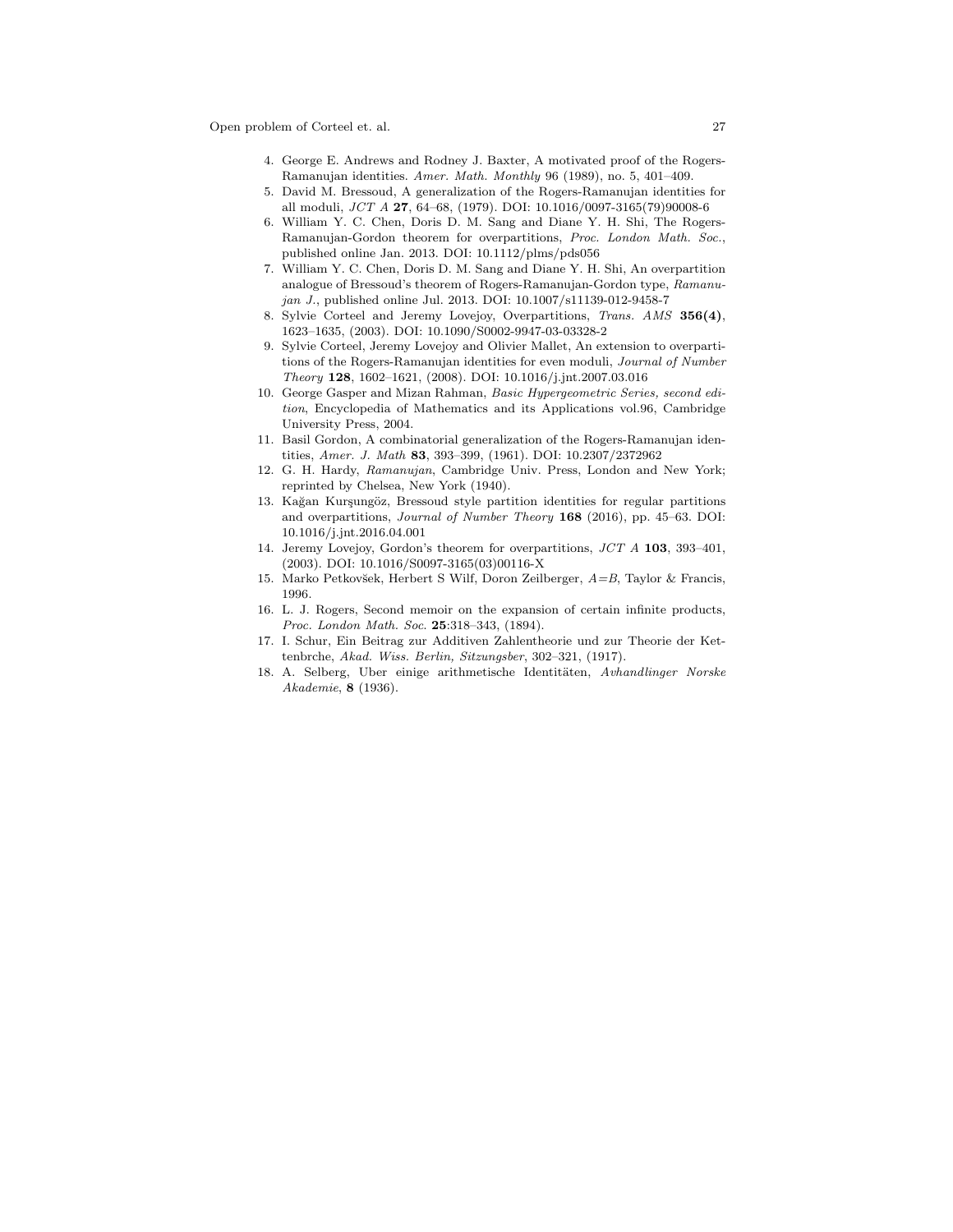4. George E. Andrews and Rodney J. Baxter, A motivated proof of the Rogers-Ramanujan identities. *Amer. Math. Monthly* 96 (1989), no. 5, 401–409.
5. David M. Bressoud, A generalization of the Rogers-Ramanujan identities for all moduli, *JCT A* **27**, 64–68, (1979). DOI: 10.1016/0097-3165(79)90008-6
6. William Y. C. Chen, Doris D. M. Sang and Diane Y. H. Shi, The Rogers-Ramanujan-Gordon theorem for overpartitions, *Proc. London Math. Soc.*, published online Jan. 2013. DOI: 10.1112/plms/pds056
7. William Y. C. Chen, Doris D. M. Sang and Diane Y. H. Shi, An overpartition analogue of Bressoud's theorem of Rogers-Ramanujan-Gordon type, *Ramanujan J.*, published online Jul. 2013. DOI: 10.1007/s11139-012-9458-7
8. Sylvie Corteel and Jeremy Lovejoy, Overpartitions, *Trans. AMS* **356(4)**, 1623–1635, (2003). DOI: 10.1090/S0002-9947-03-03328-2
9. Sylvie Corteel, Jeremy Lovejoy and Olivier Mallet, An extension to overpartitions of the Rogers-Ramanujan identities for even moduli, *Journal of Number Theory* **128**, 1602–1621, (2008). DOI: 10.1016/j.jnt.2007.03.016
10. George Gasper and Mizan Rahman, *Basic Hypergeometric Series, second edition*, Encyclopedia of Mathematics and its Applications vol.96, Cambridge University Press, 2004.
11. Basil Gordon, A combinatorial generalization of the Rogers-Ramanujan identities, *Amer. J. Math* **83**, 393–399, (1961). DOI: 10.2307/2372962
12. G. H. Hardy, *Ramanujan*, Cambridge Univ. Press, London and New York; reprinted by Chelsea, New York (1940).
13. Kağan Kurşungöz, Bressoud style partition identities for regular partitions and overpartitions, *Journal of Number Theory* **168** (2016), pp. 45–63. DOI: 10.1016/j.jnt.2016.04.001
14. Jeremy Lovejoy, Gordon's theorem for overpartitions, *JCT A* **103**, 393–401, (2003). DOI: 10.1016/S0097-3165(03)00116-X
15. Marko Petkovšek, Herbert S Wilf, Doron Zeilberger, *A=B*, Taylor & Francis, 1996.
16. L. J. Rogers, Second memoir on the expansion of certain infinite products, *Proc. London Math. Soc.* **25**:318–343, (1894).
17. I. Schur, Ein Beitrag zur Additiven Zahlentheorie und zur Theorie der Kettenbrche, *Akad. Wiss. Berlin, Sitzungsber*, 302–321, (1917).
18. A. Selberg, Uber einige arithmetische Identitäten, *Avhandlinger Norske Akademie*, **8** (1936).